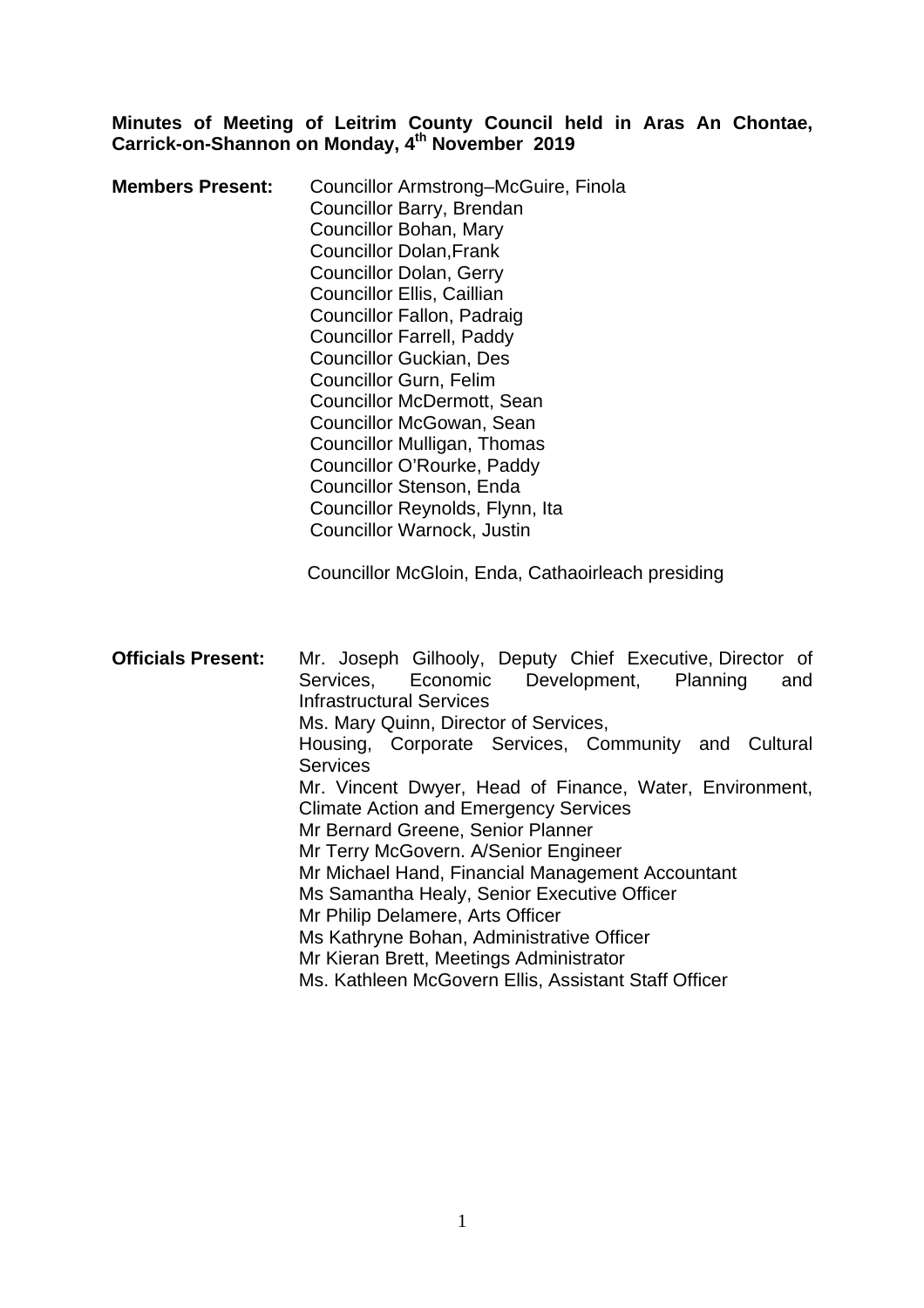**Minutes of Meeting of Leitrim County Council held in Aras An Chontae, Carrick-on-Shannon on Monday, 4th November 2019**

**Members Present:**

Councillor Armstrong–McGuire, Finola
Councillor Barry, Brendan
Councillor Bohan, Mary
Councillor Dolan,Frank
Councillor Dolan, Gerry
Councillor Ellis, Caillian
Councillor Fallon, Padraig
Councillor Farrell, Paddy
Councillor Guckian, Des
Councillor Gurn, Felim
Councillor McDermott, Sean
Councillor McGowan, Sean
Councillor Mulligan, Thomas
Councillor O'Rourke, Paddy
Councillor Stenson, Enda
Councillor Reynolds, Flynn, Ita
Councillor Warnock, Justin

Councillor McGloin, Enda, Cathaoirleach presiding

**Officials Present:**

Mr. Joseph Gilhooly, Deputy Chief Executive, Director of Services, Economic Development, Planning and Infrastructural Services
Ms. Mary Quinn, Director of Services,
Housing, Corporate Services, Community and Cultural Services
Mr. Vincent Dwyer, Head of Finance, Water, Environment, Climate Action and Emergency Services
Mr Bernard Greene, Senior Planner
Mr Terry McGovern. A/Senior Engineer
Mr Michael Hand, Financial Management Accountant
Ms Samantha Healy, Senior Executive Officer
Mr Philip Delamere, Arts Officer
Ms Kathryne Bohan, Administrative Officer
Mr Kieran Brett, Meetings Administrator
Ms. Kathleen McGovern Ellis, Assistant Staff Officer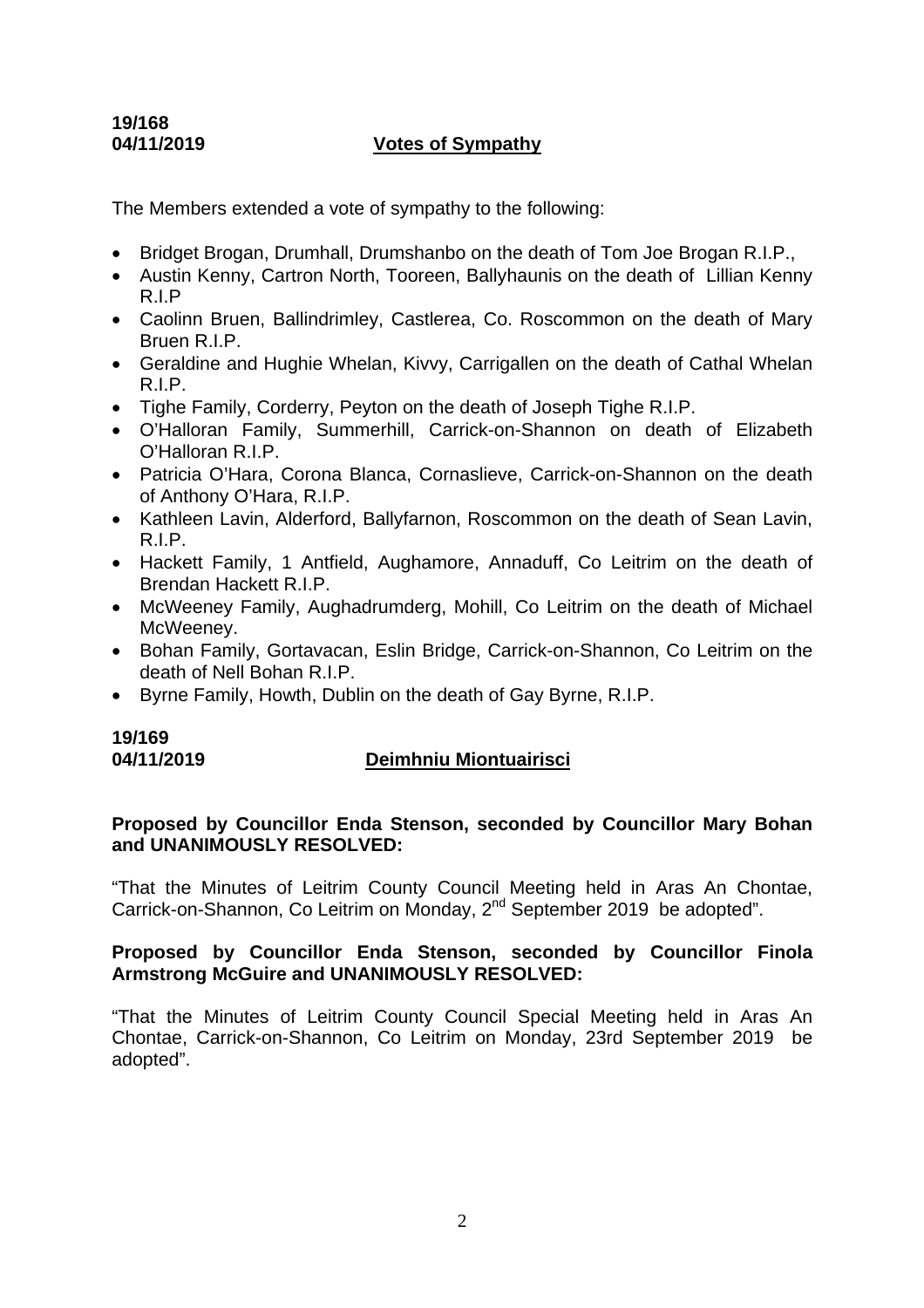**19/168**
**04/11/2019** **Votes of Sympathy**

The Members extended a vote of sympathy to the following:

- Bridget Brogan, Drumhall, Drumshanbo on the death of Tom Joe Brogan R.I.P.,
- Austin Kenny, Cartron North, Tooreen, Ballyhaunis on the death of Lillian Kenny R.I.P
- Caolinn Bruen, Ballindrimley, Castlerea, Co. Roscommon on the death of Mary Bruen R.I.P.
- Geraldine and Hughie Whelan, Kivvy, Carrigallen on the death of Cathal Whelan R.I.P.
- Tighe Family, Corderry, Peyton on the death of Joseph Tighe R.I.P.
- O'Halloran Family, Summerhill, Carrick-on-Shannon on death of Elizabeth O'Halloran R.I.P.
- Patricia O'Hara, Corona Blanca, Cornaslieve, Carrick-on-Shannon on the death of Anthony O'Hara, R.I.P.
- Kathleen Lavin, Alderford, Ballyfarnon, Roscommon on the death of Sean Lavin, R.I.P.
- Hackett Family, 1 Antfield, Aughamore, Annaduff, Co Leitrim on the death of Brendan Hackett R.I.P.
- McWeeney Family, Aughadrumderg, Mohill, Co Leitrim on the death of Michael McWeeney.
- Bohan Family, Gortavacan, Eslin Bridge, Carrick-on-Shannon, Co Leitrim on the death of Nell Bohan R.I.P.
- Byrne Family, Howth, Dublin on the death of Gay Byrne, R.I.P.

**19/169**
**04/11/2019** **Deimhniu Miontuairisci**

**Proposed by Councillor Enda Stenson, seconded by Councillor Mary Bohan and UNANIMOUSLY RESOLVED:**

"That the Minutes of Leitrim County Council Meeting held in Aras An Chontae, Carrick-on-Shannon, Co Leitrim on Monday, 2nd September 2019 be adopted".

**Proposed by Councillor Enda Stenson, seconded by Councillor Finola Armstrong McGuire and UNANIMOUSLY RESOLVED:**

"That the Minutes of Leitrim County Council Special Meeting held in Aras An Chontae, Carrick-on-Shannon, Co Leitrim on Monday, 23rd September 2019 be adopted".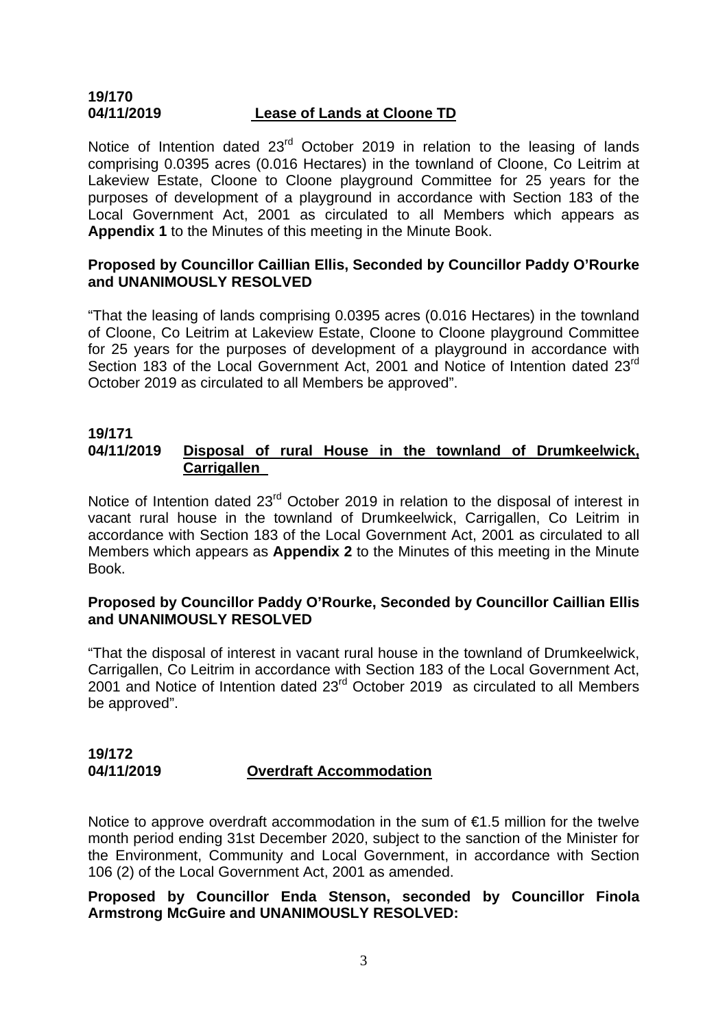**19/170**
**04/11/2019** **Lease of Lands at Cloone TD**

Notice of Intention dated 23rd October 2019 in relation to the leasing of lands comprising 0.0395 acres (0.016 Hectares) in the townland of Cloone, Co Leitrim at Lakeview Estate, Cloone to Cloone playground Committee for 25 years for the purposes of development of a playground in accordance with Section 183 of the Local Government Act, 2001 as circulated to all Members which appears as **Appendix 1** to the Minutes of this meeting in the Minute Book.

**Proposed by Councillor Caillian Ellis, Seconded by Councillor Paddy O'Rourke and UNANIMOUSLY RESOLVED**

"That the leasing of lands comprising 0.0395 acres (0.016 Hectares) in the townland of Cloone, Co Leitrim at Lakeview Estate, Cloone to Cloone playground Committee for 25 years for the purposes of development of a playground in accordance with Section 183 of the Local Government Act, 2001 and Notice of Intention dated 23rd October 2019 as circulated to all Members be approved".

**19/171**
**04/11/2019** **Disposal of rural House in the townland of Drumkeelwick, Carrigallen**

Notice of Intention dated 23rd October 2019 in relation to the disposal of interest in vacant rural house in the townland of Drumkeelwick, Carrigallen, Co Leitrim in accordance with Section 183 of the Local Government Act, 2001 as circulated to all Members which appears as **Appendix 2** to the Minutes of this meeting in the Minute Book.

**Proposed by Councillor Paddy O'Rourke, Seconded by Councillor Caillian Ellis and UNANIMOUSLY RESOLVED**

"That the disposal of interest in vacant rural house in the townland of Drumkeelwick, Carrigallen, Co Leitrim in accordance with Section 183 of the Local Government Act, 2001 and Notice of Intention dated 23rd October 2019 as circulated to all Members be approved".

**19/172**
**04/11/2019** **Overdraft Accommodation**

Notice to approve overdraft accommodation in the sum of €1.5 million for the twelve month period ending 31st December 2020, subject to the sanction of the Minister for the Environment, Community and Local Government, in accordance with Section 106 (2) of the Local Government Act, 2001 as amended.

**Proposed by Councillor Enda Stenson, seconded by Councillor Finola Armstrong McGuire and UNANIMOUSLY RESOLVED:**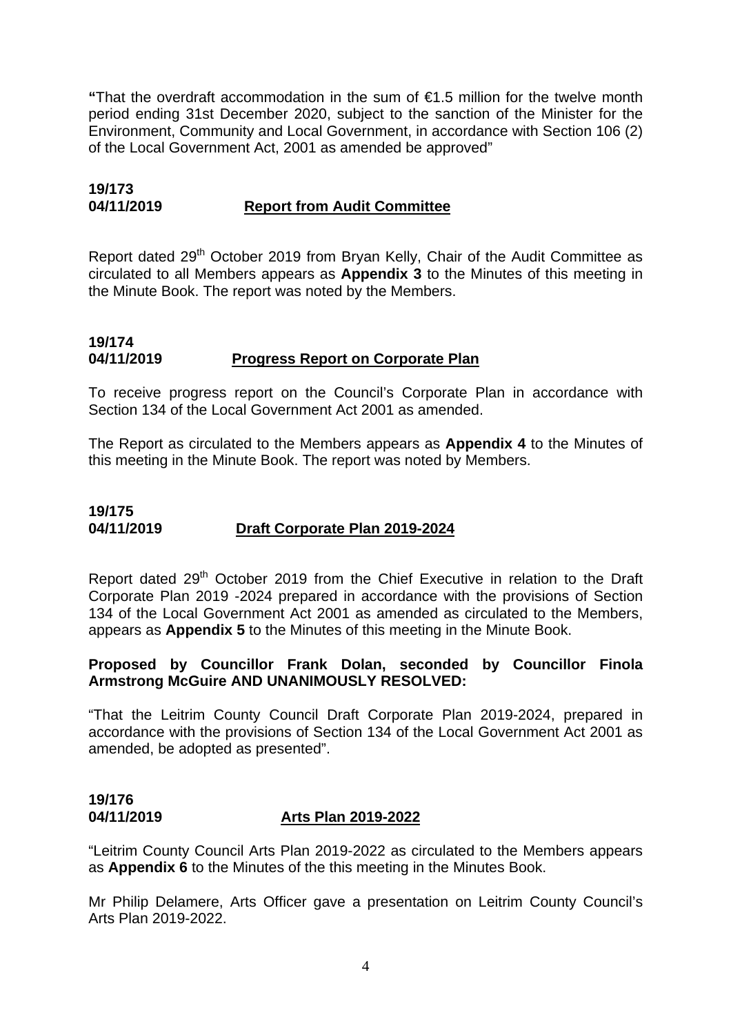**"**That the overdraft accommodation in the sum of €1.5 million for the twelve month period ending 31st December 2020, subject to the sanction of the Minister for the Environment, Community and Local Government, in accordance with Section 106 (2) of the Local Government Act, 2001 as amended be approved"

**19/173**
**04/11/2019** **Report from Audit Committee**

Report dated 29th October 2019 from Bryan Kelly, Chair of the Audit Committee as circulated to all Members appears as **Appendix 3** to the Minutes of this meeting in the Minute Book. The report was noted by the Members.

**19/174**
**04/11/2019** **Progress Report on Corporate Plan**

To receive progress report on the Council's Corporate Plan in accordance with Section 134 of the Local Government Act 2001 as amended.

The Report as circulated to the Members appears as **Appendix 4** to the Minutes of this meeting in the Minute Book. The report was noted by Members.

**19/175**
**04/11/2019** **Draft Corporate Plan 2019-2024**

Report dated 29th October 2019 from the Chief Executive in relation to the Draft Corporate Plan 2019 -2024 prepared in accordance with the provisions of Section 134 of the Local Government Act 2001 as amended as circulated to the Members, appears as **Appendix 5** to the Minutes of this meeting in the Minute Book.

**Proposed by Councillor Frank Dolan, seconded by Councillor Finola Armstrong McGuire AND UNANIMOUSLY RESOLVED:**

"That the Leitrim County Council Draft Corporate Plan 2019-2024, prepared in accordance with the provisions of Section 134 of the Local Government Act 2001 as amended, be adopted as presented".

**19/176**
**04/11/2019** **Arts Plan 2019-2022**

"Leitrim County Council Arts Plan 2019-2022 as circulated to the Members appears as **Appendix 6** to the Minutes of the this meeting in the Minutes Book.

Mr Philip Delamere, Arts Officer gave a presentation on Leitrim County Council's Arts Plan 2019-2022.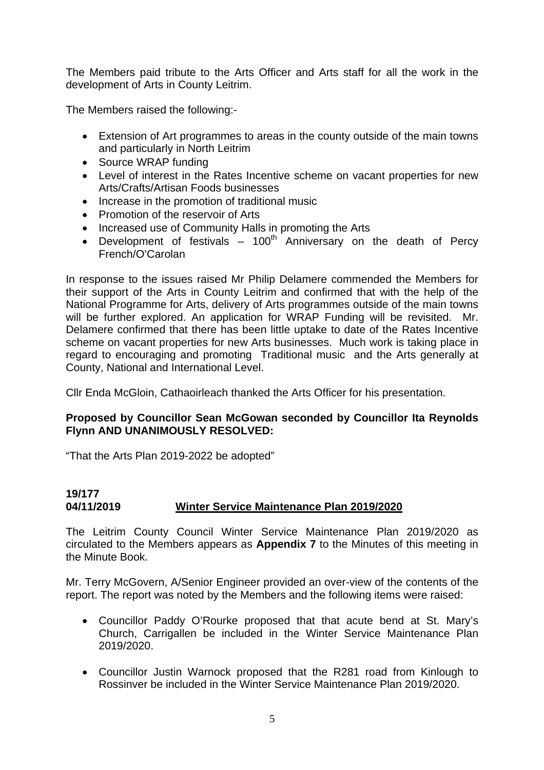The Members paid tribute to the Arts Officer and Arts staff for all the work in the development of Arts in County Leitrim.

The Members raised the following:-

- Extension of Art programmes to areas in the county outside of the main towns and particularly in North Leitrim
- Source WRAP funding
- Level of interest in the Rates Incentive scheme on vacant properties for new Arts/Crafts/Artisan Foods businesses
- Increase in the promotion of traditional music
- Promotion of the reservoir of Arts
- Increased use of Community Halls in promoting the Arts
- Development of festivals – 100th Anniversary on the death of Percy French/O'Carolan

In response to the issues raised Mr Philip Delamere commended the Members for their support of the Arts in County Leitrim and confirmed that with the help of the National Programme for Arts, delivery of Arts programmes outside of the main towns will be further explored. An application for WRAP Funding will be revisited. Mr. Delamere confirmed that there has been little uptake to date of the Rates Incentive scheme on vacant properties for new Arts businesses. Much work is taking place in regard to encouraging and promoting Traditional music and the Arts generally at County, National and International Level.

Cllr Enda McGloin, Cathaoirleach thanked the Arts Officer for his presentation.

**Proposed by Councillor Sean McGowan seconded by Councillor Ita Reynolds Flynn AND UNANIMOUSLY RESOLVED:**

"That the Arts Plan 2019-2022 be adopted"

**19/177**
**04/11/2019** **Winter Service Maintenance Plan 2019/2020**

The Leitrim County Council Winter Service Maintenance Plan 2019/2020 as circulated to the Members appears as **Appendix 7** to the Minutes of this meeting in the Minute Book.

Mr. Terry McGovern, A/Senior Engineer provided an over-view of the contents of the report. The report was noted by the Members and the following items were raised:

- Councillor Paddy O'Rourke proposed that that acute bend at St. Mary's Church, Carrigallen be included in the Winter Service Maintenance Plan 2019/2020.

- Councillor Justin Warnock proposed that the R281 road from Kinlough to Rossinver be included in the Winter Service Maintenance Plan 2019/2020.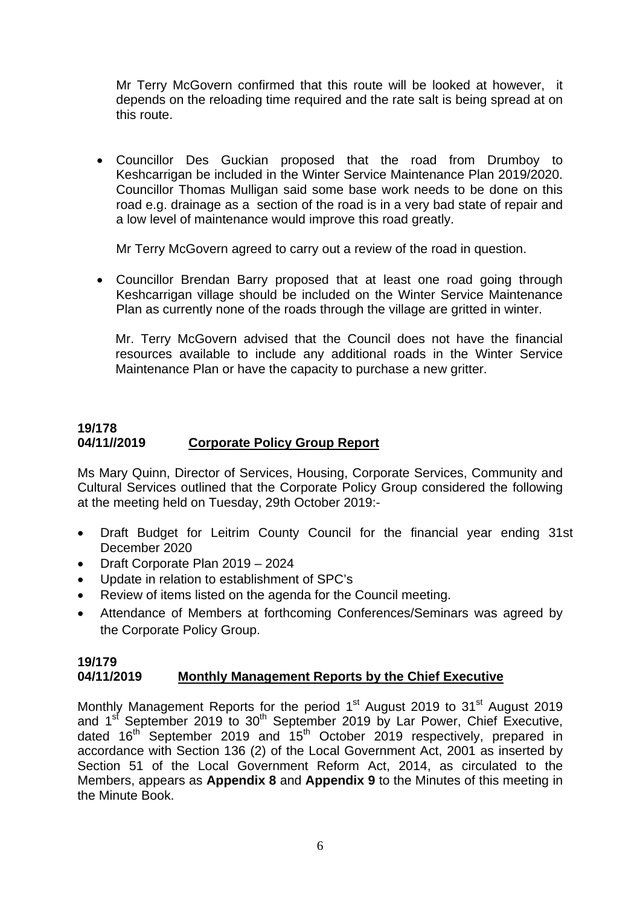Mr Terry McGovern confirmed that this route will be looked at however, it depends on the reloading time required and the rate salt is being spread at on this route.

- Councillor Des Guckian proposed that the road from Drumboy to Keshcarrigan be included in the Winter Service Maintenance Plan 2019/2020. Councillor Thomas Mulligan said some base work needs to be done on this road e.g. drainage as a section of the road is in a very bad state of repair and a low level of maintenance would improve this road greatly.

  Mr Terry McGovern agreed to carry out a review of the road in question.

- Councillor Brendan Barry proposed that at least one road going through Keshcarrigan village should be included on the Winter Service Maintenance Plan as currently none of the roads through the village are gritted in winter.

  Mr. Terry McGovern advised that the Council does not have the financial resources available to include any additional roads in the Winter Service Maintenance Plan or have the capacity to purchase a new gritter.

**19/178**
**04/11//2019** **Corporate Policy Group Report**

Ms Mary Quinn, Director of Services, Housing, Corporate Services, Community and Cultural Services outlined that the Corporate Policy Group considered the following at the meeting held on Tuesday, 29th October 2019:-

- Draft Budget for Leitrim County Council for the financial year ending 31st December 2020
- Draft Corporate Plan 2019 – 2024
- Update in relation to establishment of SPC's
- Review of items listed on the agenda for the Council meeting.
- Attendance of Members at forthcoming Conferences/Seminars was agreed by the Corporate Policy Group.

**19/179**
**04/11/2019** **Monthly Management Reports by the Chief Executive**

Monthly Management Reports for the period 1st August 2019 to 31st August 2019 and 1st September 2019 to 30th September 2019 by Lar Power, Chief Executive, dated 16th September 2019 and 15th October 2019 respectively, prepared in accordance with Section 136 (2) of the Local Government Act, 2001 as inserted by Section 51 of the Local Government Reform Act, 2014, as circulated to the Members, appears as **Appendix 8** and **Appendix 9** to the Minutes of this meeting in the Minute Book.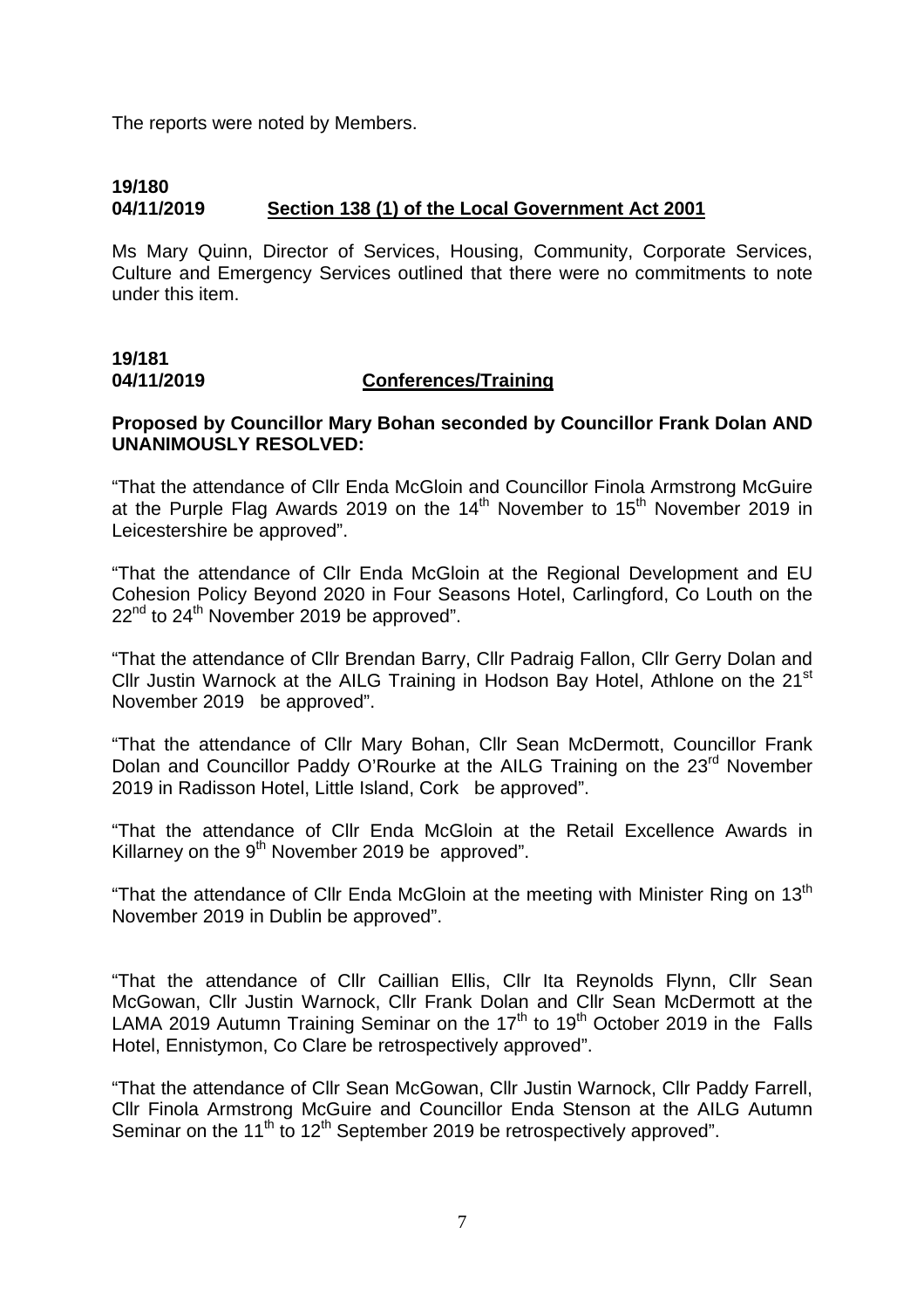The reports were noted by Members.

**19/180**
**04/11/2019** **Section 138 (1) of the Local Government Act 2001**

Ms Mary Quinn, Director of Services, Housing, Community, Corporate Services, Culture and Emergency Services outlined that there were no commitments to note under this item.

**19/181**
**04/11/2019** **Conferences/Training**

**Proposed by Councillor Mary Bohan seconded by Councillor Frank Dolan AND UNANIMOUSLY RESOLVED:**

"That the attendance of Cllr Enda McGloin and Councillor Finola Armstrong McGuire at the Purple Flag Awards 2019 on the 14th November to 15th November 2019 in Leicestershire be approved".

"That the attendance of Cllr Enda McGloin at the Regional Development and EU Cohesion Policy Beyond 2020 in Four Seasons Hotel, Carlingford, Co Louth on the 22nd to 24th November 2019 be approved".

"That the attendance of Cllr Brendan Barry, Cllr Padraig Fallon, Cllr Gerry Dolan and Cllr Justin Warnock at the AILG Training in Hodson Bay Hotel, Athlone on the 21st November 2019 be approved".

"That the attendance of Cllr Mary Bohan, Cllr Sean McDermott, Councillor Frank Dolan and Councillor Paddy O'Rourke at the AILG Training on the 23rd November 2019 in Radisson Hotel, Little Island, Cork be approved".

"That the attendance of Cllr Enda McGloin at the Retail Excellence Awards in Killarney on the 9th November 2019 be approved".

"That the attendance of Cllr Enda McGloin at the meeting with Minister Ring on 13th November 2019 in Dublin be approved".

"That the attendance of Cllr Caillian Ellis, Cllr Ita Reynolds Flynn, Cllr Sean McGowan, Cllr Justin Warnock, Cllr Frank Dolan and Cllr Sean McDermott at the LAMA 2019 Autumn Training Seminar on the 17th to 19th October 2019 in the Falls Hotel, Ennistymon, Co Clare be retrospectively approved".

"That the attendance of Cllr Sean McGowan, Cllr Justin Warnock, Cllr Paddy Farrell, Cllr Finola Armstrong McGuire and Councillor Enda Stenson at the AILG Autumn Seminar on the 11th to 12th September 2019 be retrospectively approved".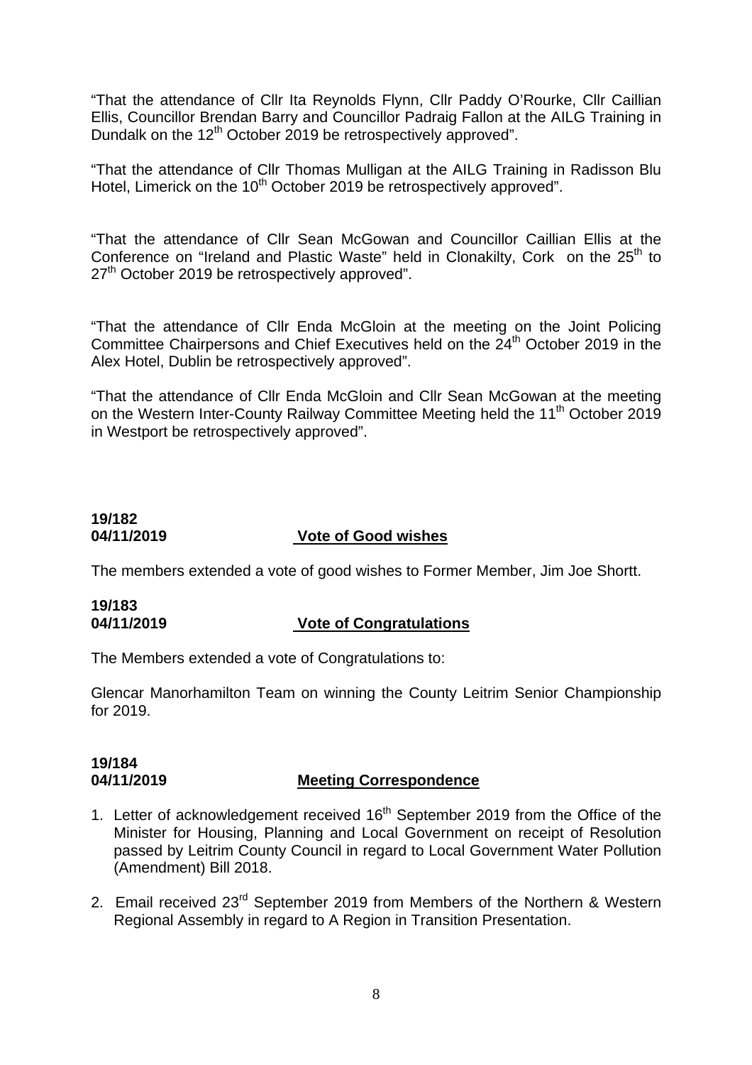"That the attendance of Cllr Ita Reynolds Flynn, Cllr Paddy O'Rourke, Cllr Caillian Ellis, Councillor Brendan Barry and Councillor Padraig Fallon at the AILG Training in Dundalk on the 12th October 2019 be retrospectively approved".

"That the attendance of Cllr Thomas Mulligan at the AILG Training in Radisson Blu Hotel, Limerick on the 10th October 2019 be retrospectively approved".

"That the attendance of Cllr Sean McGowan and Councillor Caillian Ellis at the Conference on "Ireland and Plastic Waste" held in Clonakilty, Cork on the 25th to 27th October 2019 be retrospectively approved".

"That the attendance of Cllr Enda McGloin at the meeting on the Joint Policing Committee Chairpersons and Chief Executives held on the 24th October 2019 in the Alex Hotel, Dublin be retrospectively approved".

"That the attendance of Cllr Enda McGloin and Cllr Sean McGowan at the meeting on the Western Inter-County Railway Committee Meeting held the 11th October 2019 in Westport be retrospectively approved".

**19/182**
**04/11/2019** **Vote of Good wishes**

The members extended a vote of good wishes to Former Member, Jim Joe Shortt.

**19/183**
**04/11/2019** **Vote of Congratulations**

The Members extended a vote of Congratulations to:

Glencar Manorhamilton Team on winning the County Leitrim Senior Championship for 2019.

**19/184**
**04/11/2019** **Meeting Correspondence**

1. Letter of acknowledgement received 16th September 2019 from the Office of the Minister for Housing, Planning and Local Government on receipt of Resolution passed by Leitrim County Council in regard to Local Government Water Pollution (Amendment) Bill 2018.

2. Email received 23rd September 2019 from Members of the Northern & Western Regional Assembly in regard to A Region in Transition Presentation.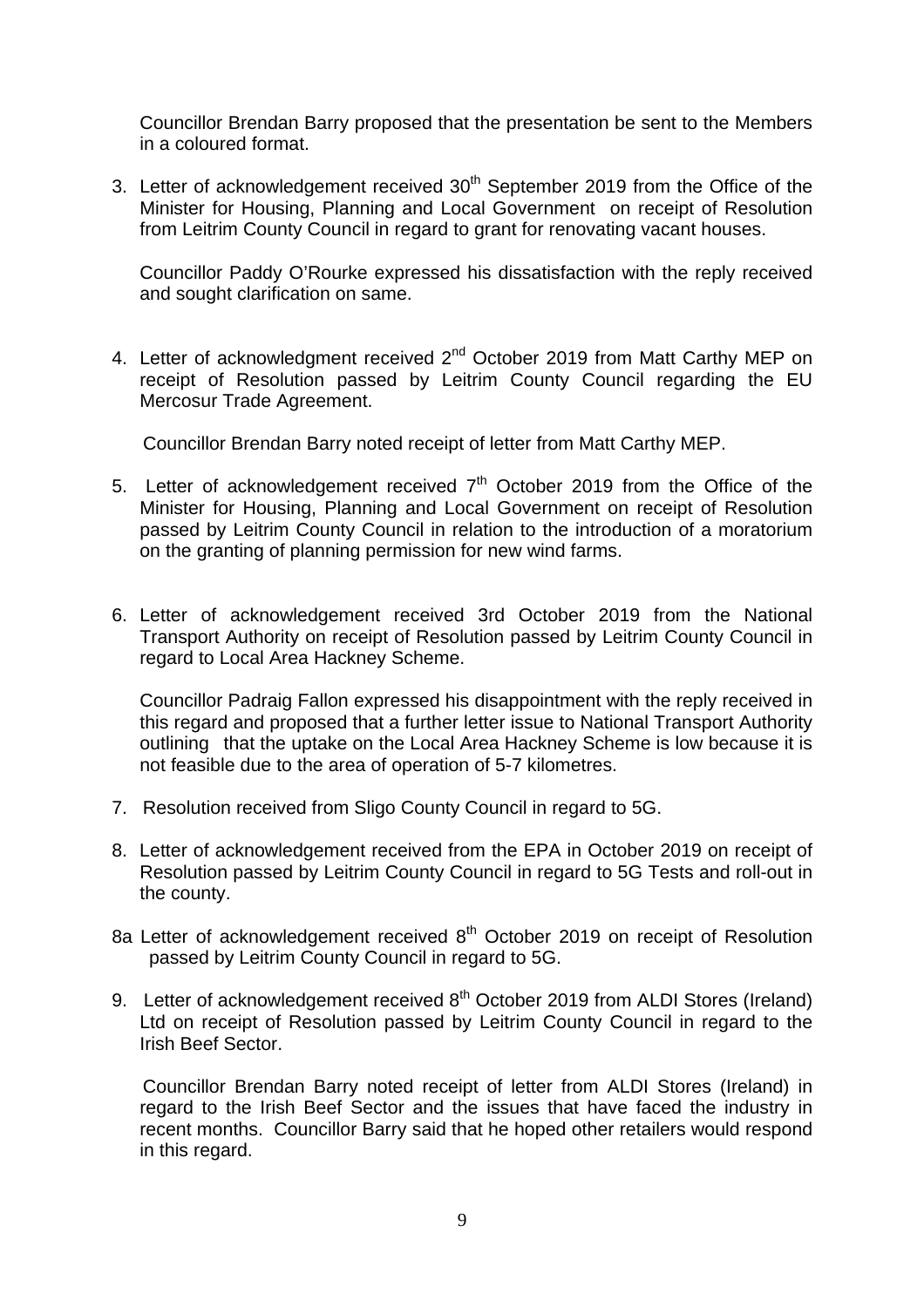Councillor Brendan Barry proposed that the presentation be sent to the Members in a coloured format.

3. Letter of acknowledgement received 30th September 2019 from the Office of the Minister for Housing, Planning and Local Government on receipt of Resolution from Leitrim County Council in regard to grant for renovating vacant houses.

   Councillor Paddy O'Rourke expressed his dissatisfaction with the reply received and sought clarification on same.

4. Letter of acknowledgment received 2nd October 2019 from Matt Carthy MEP on receipt of Resolution passed by Leitrim County Council regarding the EU Mercosur Trade Agreement.

   Councillor Brendan Barry noted receipt of letter from Matt Carthy MEP.

5. Letter of acknowledgement received 7th October 2019 from the Office of the Minister for Housing, Planning and Local Government on receipt of Resolution passed by Leitrim County Council in relation to the introduction of a moratorium on the granting of planning permission for new wind farms.

6. Letter of acknowledgement received 3rd October 2019 from the National Transport Authority on receipt of Resolution passed by Leitrim County Council in regard to Local Area Hackney Scheme.

   Councillor Padraig Fallon expressed his disappointment with the reply received in this regard and proposed that a further letter issue to National Transport Authority outlining that the uptake on the Local Area Hackney Scheme is low because it is not feasible due to the area of operation of 5-7 kilometres.

7. Resolution received from Sligo County Council in regard to 5G.

8. Letter of acknowledgement received from the EPA in October 2019 on receipt of Resolution passed by Leitrim County Council in regard to 5G Tests and roll-out in the county.

8a Letter of acknowledgement received 8th October 2019 on receipt of Resolution passed by Leitrim County Council in regard to 5G.

9. Letter of acknowledgement received 8th October 2019 from ALDI Stores (Ireland) Ltd on receipt of Resolution passed by Leitrim County Council in regard to the Irish Beef Sector.

   Councillor Brendan Barry noted receipt of letter from ALDI Stores (Ireland) in regard to the Irish Beef Sector and the issues that have faced the industry in recent months. Councillor Barry said that he hoped other retailers would respond in this regard.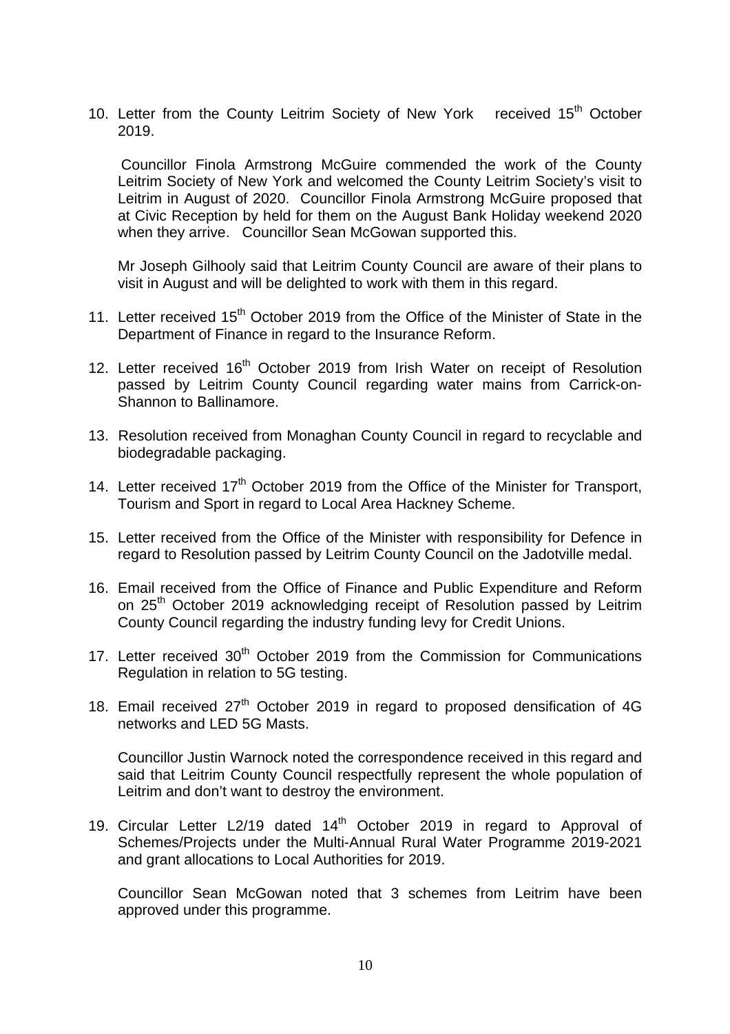10. Letter from the County Leitrim Society of New York received 15th October 2019.

    Councillor Finola Armstrong McGuire commended the work of the County Leitrim Society of New York and welcomed the County Leitrim Society's visit to Leitrim in August of 2020. Councillor Finola Armstrong McGuire proposed that at Civic Reception by held for them on the August Bank Holiday weekend 2020 when they arrive. Councillor Sean McGowan supported this.

    Mr Joseph Gilhooly said that Leitrim County Council are aware of their plans to visit in August and will be delighted to work with them in this regard.

11. Letter received 15th October 2019 from the Office of the Minister of State in the Department of Finance in regard to the Insurance Reform.

12. Letter received 16th October 2019 from Irish Water on receipt of Resolution passed by Leitrim County Council regarding water mains from Carrick-on-Shannon to Ballinamore.

13. Resolution received from Monaghan County Council in regard to recyclable and biodegradable packaging.

14. Letter received 17th October 2019 from the Office of the Minister for Transport, Tourism and Sport in regard to Local Area Hackney Scheme.

15. Letter received from the Office of the Minister with responsibility for Defence in regard to Resolution passed by Leitrim County Council on the Jadotville medal.

16. Email received from the Office of Finance and Public Expenditure and Reform on 25th October 2019 acknowledging receipt of Resolution passed by Leitrim County Council regarding the industry funding levy for Credit Unions.

17. Letter received 30th October 2019 from the Commission for Communications Regulation in relation to 5G testing.

18. Email received 27th October 2019 in regard to proposed densification of 4G networks and LED 5G Masts.

    Councillor Justin Warnock noted the correspondence received in this regard and said that Leitrim County Council respectfully represent the whole population of Leitrim and don't want to destroy the environment.

19. Circular Letter L2/19 dated 14th October 2019 in regard to Approval of Schemes/Projects under the Multi-Annual Rural Water Programme 2019-2021 and grant allocations to Local Authorities for 2019.

    Councillor Sean McGowan noted that 3 schemes from Leitrim have been approved under this programme.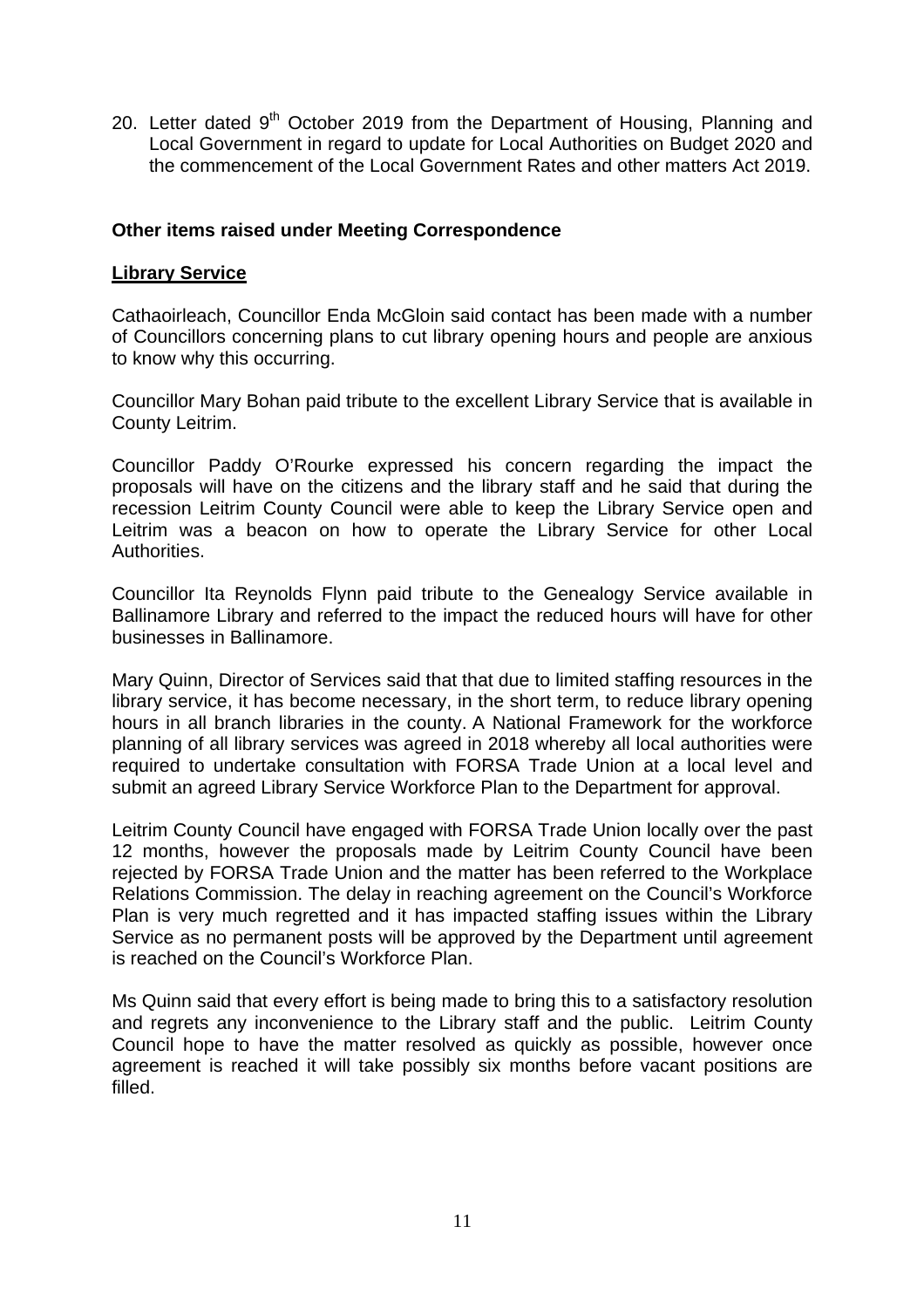20. Letter dated 9th October 2019 from the Department of Housing, Planning and Local Government in regard to update for Local Authorities on Budget 2020 and the commencement of the Local Government Rates and other matters Act 2019.

**Other items raised under Meeting Correspondence**

**Library Service**

Cathaoirleach, Councillor Enda McGloin said contact has been made with a number of Councillors concerning plans to cut library opening hours and people are anxious to know why this occurring.

Councillor Mary Bohan paid tribute to the excellent Library Service that is available in County Leitrim.

Councillor Paddy O'Rourke expressed his concern regarding the impact the proposals will have on the citizens and the library staff and he said that during the recession Leitrim County Council were able to keep the Library Service open and Leitrim was a beacon on how to operate the Library Service for other Local Authorities.

Councillor Ita Reynolds Flynn paid tribute to the Genealogy Service available in Ballinamore Library and referred to the impact the reduced hours will have for other businesses in Ballinamore.

Mary Quinn, Director of Services said that that due to limited staffing resources in the library service, it has become necessary, in the short term, to reduce library opening hours in all branch libraries in the county. A National Framework for the workforce planning of all library services was agreed in 2018 whereby all local authorities were required to undertake consultation with FORSA Trade Union at a local level and submit an agreed Library Service Workforce Plan to the Department for approval.

Leitrim County Council have engaged with FORSA Trade Union locally over the past 12 months, however the proposals made by Leitrim County Council have been rejected by FORSA Trade Union and the matter has been referred to the Workplace Relations Commission. The delay in reaching agreement on the Council's Workforce Plan is very much regretted and it has impacted staffing issues within the Library Service as no permanent posts will be approved by the Department until agreement is reached on the Council's Workforce Plan.

Ms Quinn said that every effort is being made to bring this to a satisfactory resolution and regrets any inconvenience to the Library staff and the public. Leitrim County Council hope to have the matter resolved as quickly as possible, however once agreement is reached it will take possibly six months before vacant positions are filled.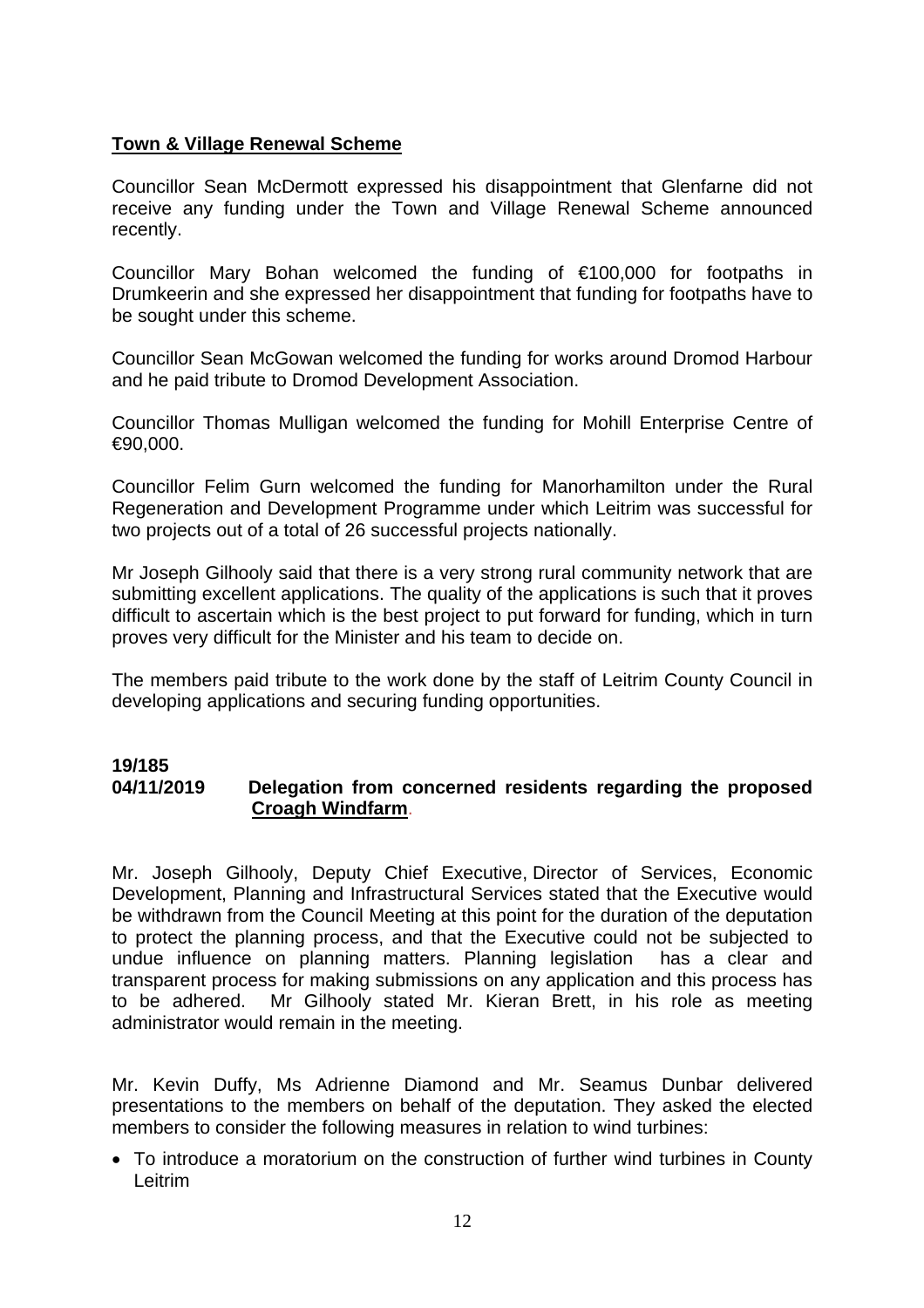**Town & Village Renewal Scheme**

Councillor Sean McDermott expressed his disappointment that Glenfarne did not receive any funding under the Town and Village Renewal Scheme announced recently.

Councillor Mary Bohan welcomed the funding of €100,000 for footpaths in Drumkeerin and she expressed her disappointment that funding for footpaths have to be sought under this scheme.

Councillor Sean McGowan welcomed the funding for works around Dromod Harbour and he paid tribute to Dromod Development Association.

Councillor Thomas Mulligan welcomed the funding for Mohill Enterprise Centre of €90,000.

Councillor Felim Gurn welcomed the funding for Manorhamilton under the Rural Regeneration and Development Programme under which Leitrim was successful for two projects out of a total of 26 successful projects nationally.

Mr Joseph Gilhooly said that there is a very strong rural community network that are submitting excellent applications. The quality of the applications is such that it proves difficult to ascertain which is the best project to put forward for funding, which in turn proves very difficult for the Minister and his team to decide on.

The members paid tribute to the work done by the staff of Leitrim County Council in developing applications and securing funding opportunities.

**19/185**
**04/11/2019 Delegation from concerned residents regarding the proposed Croagh Windfarm**.

Mr. Joseph Gilhooly, Deputy Chief Executive, Director of Services, Economic Development, Planning and Infrastructural Services stated that the Executive would be withdrawn from the Council Meeting at this point for the duration of the deputation to protect the planning process, and that the Executive could not be subjected to undue influence on planning matters. Planning legislation has a clear and transparent process for making submissions on any application and this process has to be adhered. Mr Gilhooly stated Mr. Kieran Brett, in his role as meeting administrator would remain in the meeting.

Mr. Kevin Duffy, Ms Adrienne Diamond and Mr. Seamus Dunbar delivered presentations to the members on behalf of the deputation. They asked the elected members to consider the following measures in relation to wind turbines:

- To introduce a moratorium on the construction of further wind turbines in County Leitrim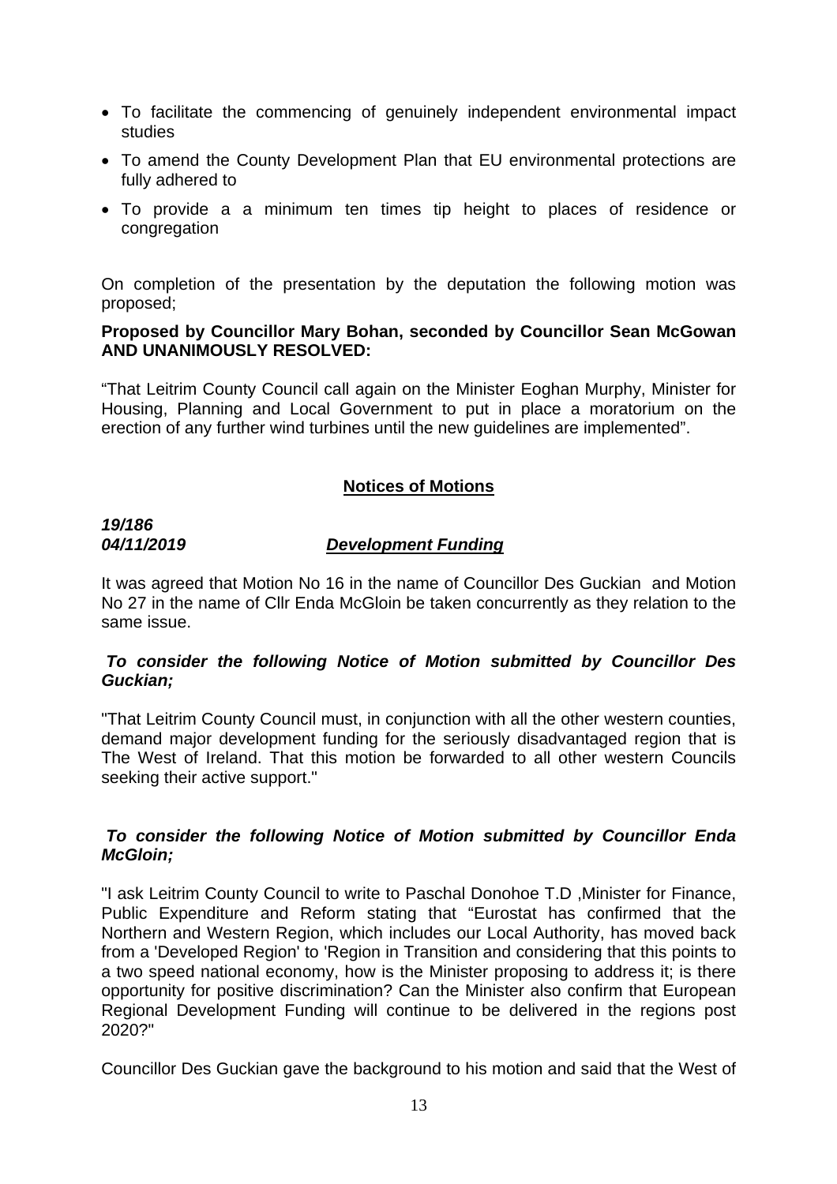- To facilitate the commencing of genuinely independent environmental impact studies
- To amend the County Development Plan that EU environmental protections are fully adhered to
- To provide a a minimum ten times tip height to places of residence or congregation

On completion of the presentation by the deputation the following motion was proposed;

**Proposed by Councillor Mary Bohan, seconded by Councillor Sean McGowan AND UNANIMOUSLY RESOLVED:**

"That Leitrim County Council call again on the Minister Eoghan Murphy, Minister for Housing, Planning and Local Government to put in place a moratorium on the erection of any further wind turbines until the new guidelines are implemented".

## Notices of Motions

***19/186***
***04/11/2019*** ***Development Funding***

It was agreed that Motion No 16 in the name of Councillor Des Guckian and Motion No 27 in the name of Cllr Enda McGloin be taken concurrently as they relation to the same issue.

***To consider the following Notice of Motion submitted by Councillor Des Guckian;***

"That Leitrim County Council must, in conjunction with all the other western counties, demand major development funding for the seriously disadvantaged region that is The West of Ireland. That this motion be forwarded to all other western Councils seeking their active support."

***To consider the following Notice of Motion submitted by Councillor Enda McGloin;***

"I ask Leitrim County Council to write to Paschal Donohoe T.D ,Minister for Finance, Public Expenditure and Reform stating that "Eurostat has confirmed that the Northern and Western Region, which includes our Local Authority, has moved back from a 'Developed Region' to 'Region in Transition and considering that this points to a two speed national economy, how is the Minister proposing to address it; is there opportunity for positive discrimination? Can the Minister also confirm that European Regional Development Funding will continue to be delivered in the regions post 2020?"

Councillor Des Guckian gave the background to his motion and said that the West of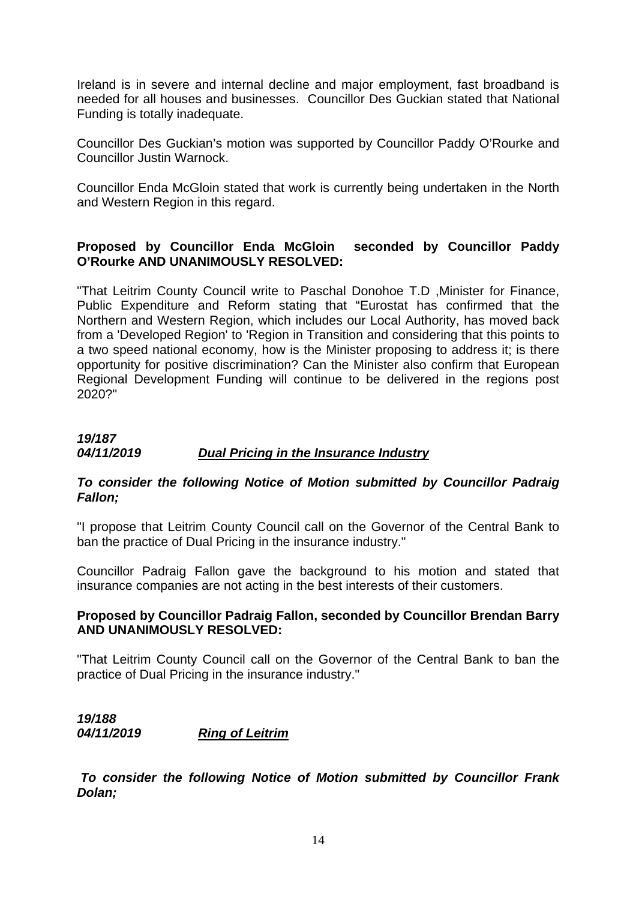Ireland is in severe and internal decline and major employment, fast broadband is needed for all houses and businesses. Councillor Des Guckian stated that National Funding is totally inadequate.

Councillor Des Guckian's motion was supported by Councillor Paddy O'Rourke and Councillor Justin Warnock.

Councillor Enda McGloin stated that work is currently being undertaken in the North and Western Region in this regard.

**Proposed by Councillor Enda McGloin seconded by Councillor Paddy O'Rourke AND UNANIMOUSLY RESOLVED:**

"That Leitrim County Council write to Paschal Donohoe T.D ,Minister for Finance, Public Expenditure and Reform stating that "Eurostat has confirmed that the Northern and Western Region, which includes our Local Authority, has moved back from a 'Developed Region' to 'Region in Transition and considering that this points to a two speed national economy, how is the Minister proposing to address it; is there opportunity for positive discrimination? Can the Minister also confirm that European Regional Development Funding will continue to be delivered in the regions post 2020?"

***19/187***
***04/11/2019*** ***Dual Pricing in the Insurance Industry***

***To consider the following Notice of Motion submitted by Councillor Padraig Fallon;***

"I propose that Leitrim County Council call on the Governor of the Central Bank to ban the practice of Dual Pricing in the insurance industry."

Councillor Padraig Fallon gave the background to his motion and stated that insurance companies are not acting in the best interests of their customers.

**Proposed by Councillor Padraig Fallon, seconded by Councillor Brendan Barry AND UNANIMOUSLY RESOLVED:**

"That Leitrim County Council call on the Governor of the Central Bank to ban the practice of Dual Pricing in the insurance industry."

***19/188***
***04/11/2019*** ***Ring of Leitrim***

***To consider the following Notice of Motion submitted by Councillor Frank Dolan;***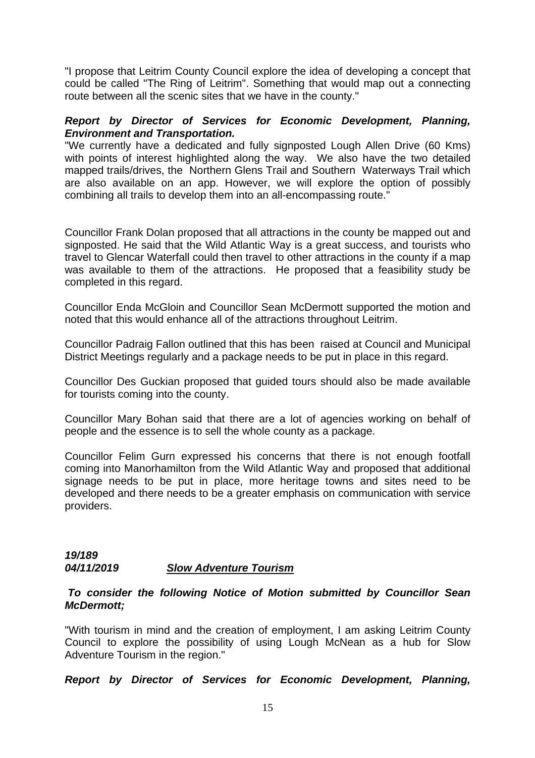"I propose that Leitrim County Council explore the idea of developing a concept that could be called "The Ring of Leitrim". Something that would map out a connecting route between all the scenic sites that we have in the county."

***Report by Director of Services for Economic Development, Planning, Environment and Transportation.***

"We currently have a dedicated and fully signposted Lough Allen Drive (60 Kms) with points of interest highlighted along the way. We also have the two detailed mapped trails/drives, the Northern Glens Trail and Southern Waterways Trail which are also available on an app. However, we will explore the option of possibly combining all trails to develop them into an all-encompassing route."

Councillor Frank Dolan proposed that all attractions in the county be mapped out and signposted. He said that the Wild Atlantic Way is a great success, and tourists who travel to Glencar Waterfall could then travel to other attractions in the county if a map was available to them of the attractions. He proposed that a feasibility study be completed in this regard.

Councillor Enda McGloin and Councillor Sean McDermott supported the motion and noted that this would enhance all of the attractions throughout Leitrim.

Councillor Padraig Fallon outlined that this has been raised at Council and Municipal District Meetings regularly and a package needs to be put in place in this regard.

Councillor Des Guckian proposed that guided tours should also be made available for tourists coming into the county.

Councillor Mary Bohan said that there are a lot of agencies working on behalf of people and the essence is to sell the whole county as a package.

Councillor Felim Gurn expressed his concerns that there is not enough footfall coming into Manorhamilton from the Wild Atlantic Way and proposed that additional signage needs to be put in place, more heritage towns and sites need to be developed and there needs to be a greater emphasis on communication with service providers.

***19/189***
***04/11/2019*** ***<u>Slow Adventure Tourism</u>***

***To consider the following Notice of Motion submitted by Councillor Sean McDermott;***

"With tourism in mind and the creation of employment, I am asking Leitrim County Council to explore the possibility of using Lough McNean as a hub for Slow Adventure Tourism in the region."

***Report by Director of Services for Economic Development, Planning,***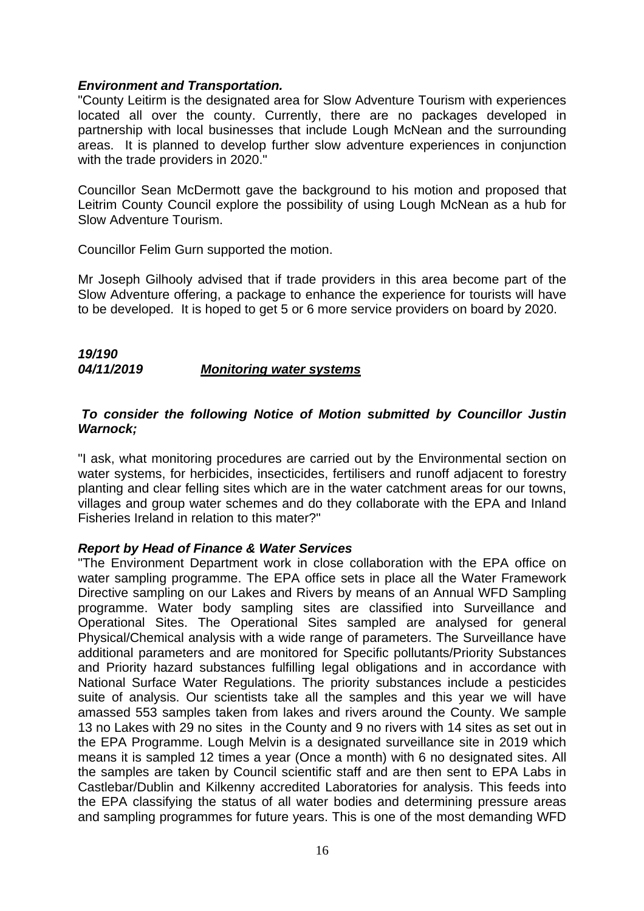***Environment and Transportation.***

"County Leitirm is the designated area for Slow Adventure Tourism with experiences located all over the county. Currently, there are no packages developed in partnership with local businesses that include Lough McNean and the surrounding areas. It is planned to develop further slow adventure experiences in conjunction with the trade providers in 2020."

Councillor Sean McDermott gave the background to his motion and proposed that Leitrim County Council explore the possibility of using Lough McNean as a hub for Slow Adventure Tourism.

Councillor Felim Gurn supported the motion.

Mr Joseph Gilhooly advised that if trade providers in this area become part of the Slow Adventure offering, a package to enhance the experience for tourists will have to be developed. It is hoped to get 5 or 6 more service providers on board by 2020.

***19/190***
***04/11/2019*** ***<u>Monitoring water systems</u>***

***To consider the following Notice of Motion submitted by Councillor Justin Warnock;***

"I ask, what monitoring procedures are carried out by the Environmental section on water systems, for herbicides, insecticides, fertilisers and runoff adjacent to forestry planting and clear felling sites which are in the water catchment areas for our towns, villages and group water schemes and do they collaborate with the EPA and Inland Fisheries Ireland in relation to this mater?"

***Report by Head of Finance & Water Services***

"The Environment Department work in close collaboration with the EPA office on water sampling programme. The EPA office sets in place all the Water Framework Directive sampling on our Lakes and Rivers by means of an Annual WFD Sampling programme. Water body sampling sites are classified into Surveillance and Operational Sites. The Operational Sites sampled are analysed for general Physical/Chemical analysis with a wide range of parameters. The Surveillance have additional parameters and are monitored for Specific pollutants/Priority Substances and Priority hazard substances fulfilling legal obligations and in accordance with National Surface Water Regulations. The priority substances include a pesticides suite of analysis. Our scientists take all the samples and this year we will have amassed 553 samples taken from lakes and rivers around the County. We sample 13 no Lakes with 29 no sites in the County and 9 no rivers with 14 sites as set out in the EPA Programme. Lough Melvin is a designated surveillance site in 2019 which means it is sampled 12 times a year (Once a month) with 6 no designated sites. All the samples are taken by Council scientific staff and are then sent to EPA Labs in Castlebar/Dublin and Kilkenny accredited Laboratories for analysis. This feeds into the EPA classifying the status of all water bodies and determining pressure areas and sampling programmes for future years. This is one of the most demanding WFD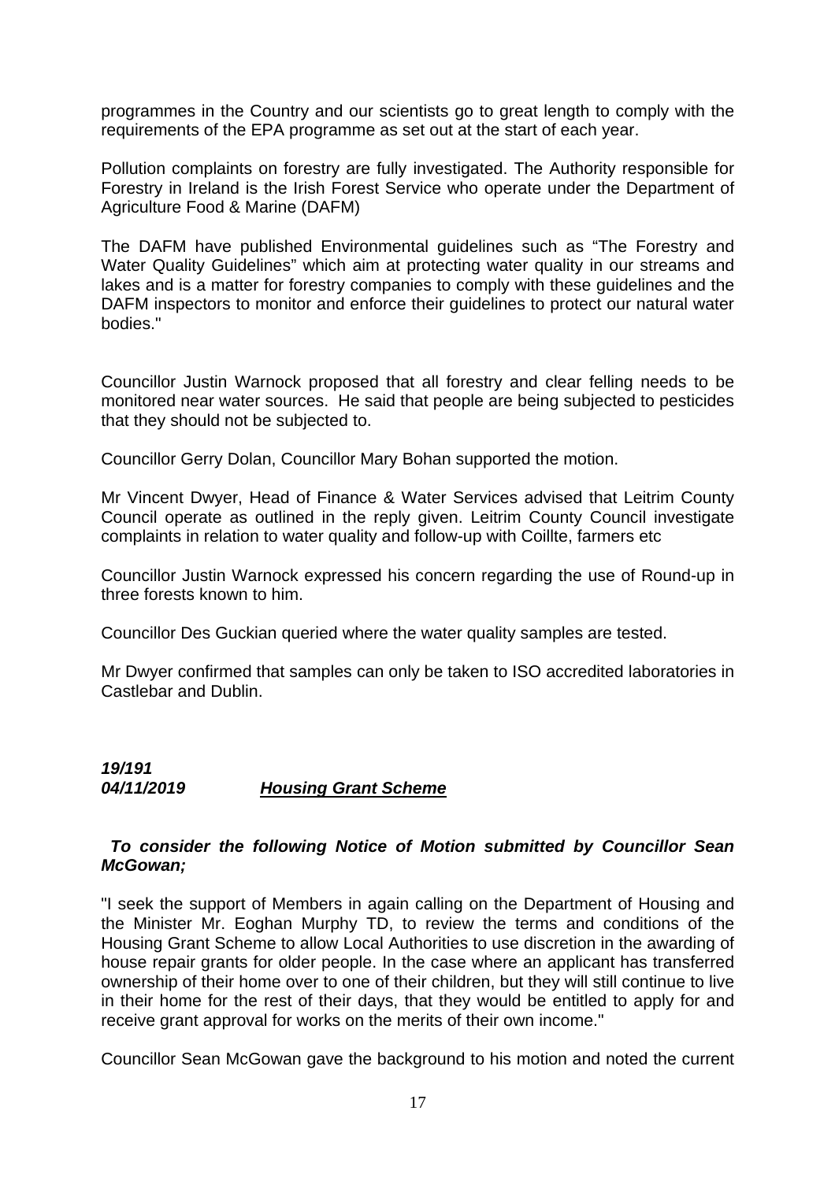programmes in the Country and our scientists go to great length to comply with the requirements of the EPA programme as set out at the start of each year.

Pollution complaints on forestry are fully investigated. The Authority responsible for Forestry in Ireland is the Irish Forest Service who operate under the Department of Agriculture Food & Marine (DAFM)

The DAFM have published Environmental guidelines such as "The Forestry and Water Quality Guidelines" which aim at protecting water quality in our streams and lakes and is a matter for forestry companies to comply with these guidelines and the DAFM inspectors to monitor and enforce their guidelines to protect our natural water bodies."

Councillor Justin Warnock proposed that all forestry and clear felling needs to be monitored near water sources. He said that people are being subjected to pesticides that they should not be subjected to.

Councillor Gerry Dolan, Councillor Mary Bohan supported the motion.

Mr Vincent Dwyer, Head of Finance & Water Services advised that Leitrim County Council operate as outlined in the reply given. Leitrim County Council investigate complaints in relation to water quality and follow-up with Coillte, farmers etc

Councillor Justin Warnock expressed his concern regarding the use of Round-up in three forests known to him.

Councillor Des Guckian queried where the water quality samples are tested.

Mr Dwyer confirmed that samples can only be taken to ISO accredited laboratories in Castlebar and Dublin.

***19/191***
***04/11/2019*** ***<u>Housing Grant Scheme</u>***

***To consider the following Notice of Motion submitted by Councillor Sean McGowan;***

"I seek the support of Members in again calling on the Department of Housing and the Minister Mr. Eoghan Murphy TD, to review the terms and conditions of the Housing Grant Scheme to allow Local Authorities to use discretion in the awarding of house repair grants for older people. In the case where an applicant has transferred ownership of their home over to one of their children, but they will still continue to live in their home for the rest of their days, that they would be entitled to apply for and receive grant approval for works on the merits of their own income."

Councillor Sean McGowan gave the background to his motion and noted the current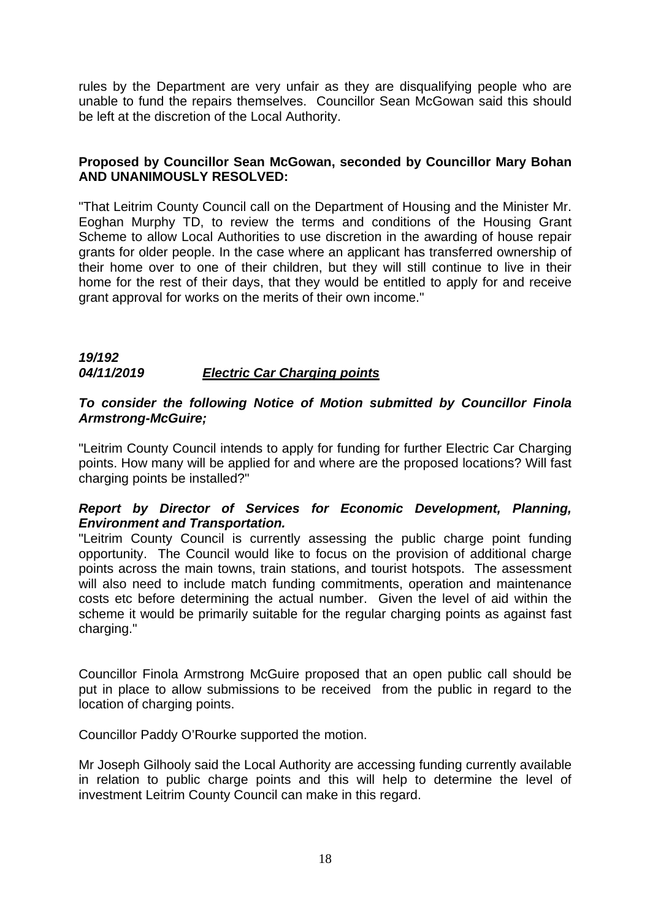rules by the Department are very unfair as they are disqualifying people who are unable to fund the repairs themselves. Councillor Sean McGowan said this should be left at the discretion of the Local Authority.

**Proposed by Councillor Sean McGowan, seconded by Councillor Mary Bohan AND UNANIMOUSLY RESOLVED:**

"That Leitrim County Council call on the Department of Housing and the Minister Mr. Eoghan Murphy TD, to review the terms and conditions of the Housing Grant Scheme to allow Local Authorities to use discretion in the awarding of house repair grants for older people. In the case where an applicant has transferred ownership of their home over to one of their children, but they will still continue to live in their home for the rest of their days, that they would be entitled to apply for and receive grant approval for works on the merits of their own income."

***19/192***
***04/11/2019*** ***Electric Car Charging points***

***To consider the following Notice of Motion submitted by Councillor Finola Armstrong-McGuire;***

"Leitrim County Council intends to apply for funding for further Electric Car Charging points. How many will be applied for and where are the proposed locations? Will fast charging points be installed?"

***Report by Director of Services for Economic Development, Planning, Environment and Transportation.***

"Leitrim County Council is currently assessing the public charge point funding opportunity. The Council would like to focus on the provision of additional charge points across the main towns, train stations, and tourist hotspots. The assessment will also need to include match funding commitments, operation and maintenance costs etc before determining the actual number. Given the level of aid within the scheme it would be primarily suitable for the regular charging points as against fast charging."

Councillor Finola Armstrong McGuire proposed that an open public call should be put in place to allow submissions to be received from the public in regard to the location of charging points.

Councillor Paddy O'Rourke supported the motion.

Mr Joseph Gilhooly said the Local Authority are accessing funding currently available in relation to public charge points and this will help to determine the level of investment Leitrim County Council can make in this regard.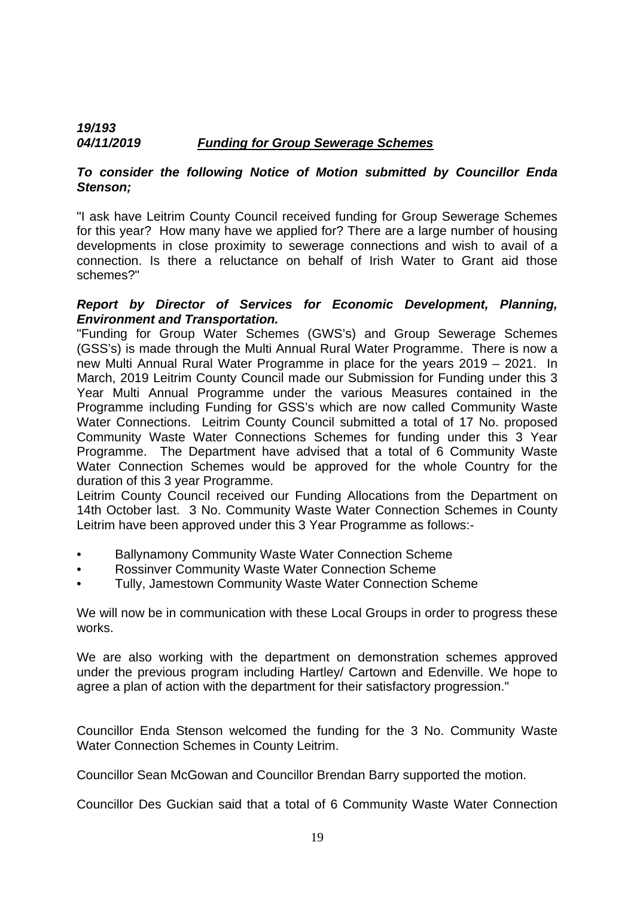***19/193***
***04/11/2019*** ***<u>Funding for Group Sewerage Schemes</u>***

***To consider the following Notice of Motion submitted by Councillor Enda Stenson;***

"I ask have Leitrim County Council received funding for Group Sewerage Schemes for this year? How many have we applied for? There are a large number of housing developments in close proximity to sewerage connections and wish to avail of a connection. Is there a reluctance on behalf of Irish Water to Grant aid those schemes?"

***Report by Director of Services for Economic Development, Planning, Environment and Transportation.***

"Funding for Group Water Schemes (GWS's) and Group Sewerage Schemes (GSS's) is made through the Multi Annual Rural Water Programme. There is now a new Multi Annual Rural Water Programme in place for the years 2019 – 2021. In March, 2019 Leitrim County Council made our Submission for Funding under this 3 Year Multi Annual Programme under the various Measures contained in the Programme including Funding for GSS's which are now called Community Waste Water Connections. Leitrim County Council submitted a total of 17 No. proposed Community Waste Water Connections Schemes for funding under this 3 Year Programme. The Department have advised that a total of 6 Community Waste Water Connection Schemes would be approved for the whole Country for the duration of this 3 year Programme.

Leitrim County Council received our Funding Allocations from the Department on 14th October last. 3 No. Community Waste Water Connection Schemes in County Leitrim have been approved under this 3 Year Programme as follows:-

- Ballynamony Community Waste Water Connection Scheme
- Rossinver Community Waste Water Connection Scheme
- Tully, Jamestown Community Waste Water Connection Scheme

We will now be in communication with these Local Groups in order to progress these works.

We are also working with the department on demonstration schemes approved under the previous program including Hartley/ Cartown and Edenville. We hope to agree a plan of action with the department for their satisfactory progression."

Councillor Enda Stenson welcomed the funding for the 3 No. Community Waste Water Connection Schemes in County Leitrim.

Councillor Sean McGowan and Councillor Brendan Barry supported the motion.

Councillor Des Guckian said that a total of 6 Community Waste Water Connection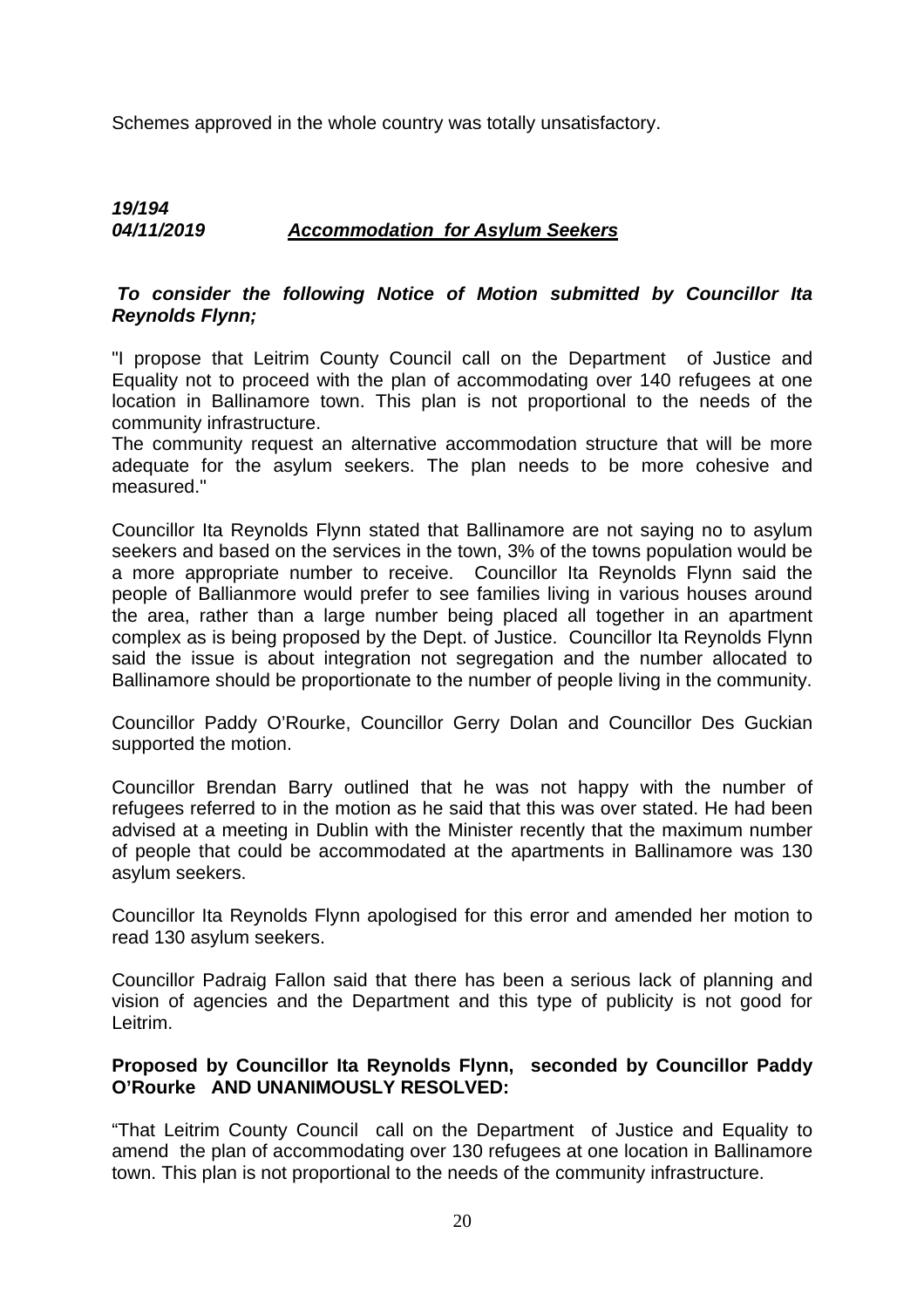Schemes approved in the whole country was totally unsatisfactory.

***19/194***
***04/11/2019*** ***Accommodation for Asylum Seekers***

***To consider the following Notice of Motion submitted by Councillor Ita Reynolds Flynn;***

"I propose that Leitrim County Council call on the Department of Justice and Equality not to proceed with the plan of accommodating over 140 refugees at one location in Ballinamore town. This plan is not proportional to the needs of the community infrastructure.
The community request an alternative accommodation structure that will be more adequate for the asylum seekers. The plan needs to be more cohesive and measured."

Councillor Ita Reynolds Flynn stated that Ballinamore are not saying no to asylum seekers and based on the services in the town, 3% of the towns population would be a more appropriate number to receive. Councillor Ita Reynolds Flynn said the people of Ballianmore would prefer to see families living in various houses around the area, rather than a large number being placed all together in an apartment complex as is being proposed by the Dept. of Justice. Councillor Ita Reynolds Flynn said the issue is about integration not segregation and the number allocated to Ballinamore should be proportionate to the number of people living in the community.

Councillor Paddy O'Rourke, Councillor Gerry Dolan and Councillor Des Guckian supported the motion.

Councillor Brendan Barry outlined that he was not happy with the number of refugees referred to in the motion as he said that this was over stated. He had been advised at a meeting in Dublin with the Minister recently that the maximum number of people that could be accommodated at the apartments in Ballinamore was 130 asylum seekers.

Councillor Ita Reynolds Flynn apologised for this error and amended her motion to read 130 asylum seekers.

Councillor Padraig Fallon said that there has been a serious lack of planning and vision of agencies and the Department and this type of publicity is not good for Leitrim.

**Proposed by Councillor Ita Reynolds Flynn, seconded by Councillor Paddy O'Rourke AND UNANIMOUSLY RESOLVED:**

"That Leitrim County Council call on the Department of Justice and Equality to amend the plan of accommodating over 130 refugees at one location in Ballinamore town. This plan is not proportional to the needs of the community infrastructure.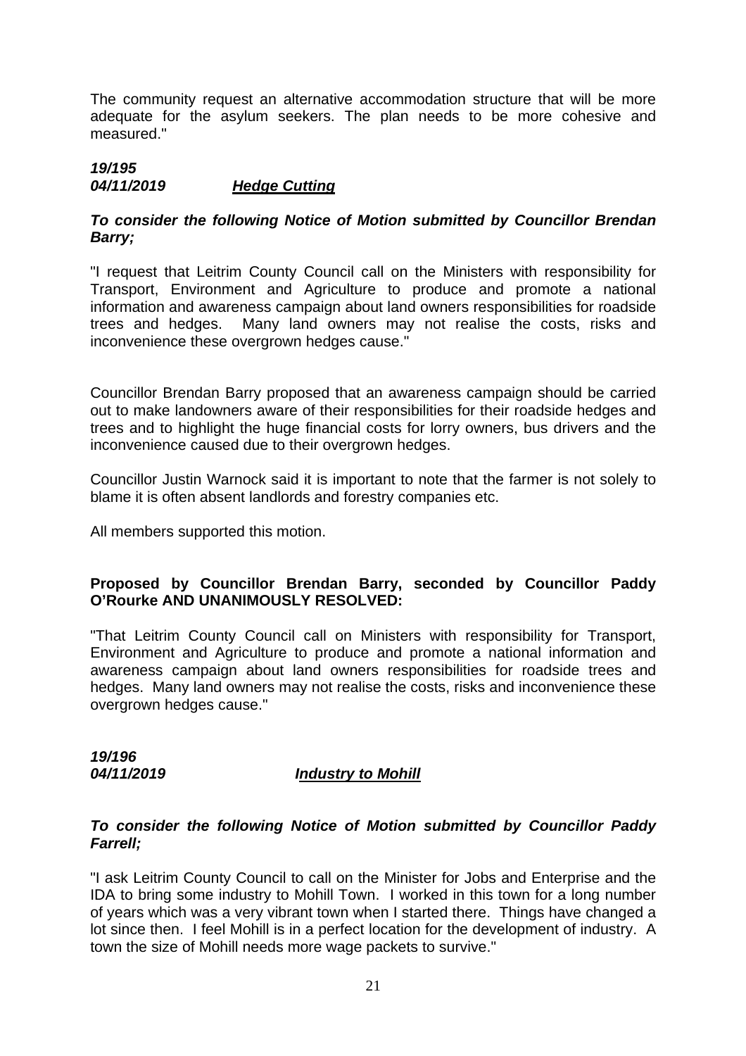The community request an alternative accommodation structure that will be more adequate for the asylum seekers. The plan needs to be more cohesive and measured."

***19/195***
***04/11/2019*** ***Hedge Cutting***

***To consider the following Notice of Motion submitted by Councillor Brendan Barry;***

"I request that Leitrim County Council call on the Ministers with responsibility for Transport, Environment and Agriculture to produce and promote a national information and awareness campaign about land owners responsibilities for roadside trees and hedges. Many land owners may not realise the costs, risks and inconvenience these overgrown hedges cause."

Councillor Brendan Barry proposed that an awareness campaign should be carried out to make landowners aware of their responsibilities for their roadside hedges and trees and to highlight the huge financial costs for lorry owners, bus drivers and the inconvenience caused due to their overgrown hedges.

Councillor Justin Warnock said it is important to note that the farmer is not solely to blame it is often absent landlords and forestry companies etc.

All members supported this motion.

**Proposed by Councillor Brendan Barry, seconded by Councillor Paddy O'Rourke AND UNANIMOUSLY RESOLVED:**

"That Leitrim County Council call on Ministers with responsibility for Transport, Environment and Agriculture to produce and promote a national information and awareness campaign about land owners responsibilities for roadside trees and hedges. Many land owners may not realise the costs, risks and inconvenience these overgrown hedges cause."

***19/196***
***04/11/2019*** ***Industry to Mohill***

***To consider the following Notice of Motion submitted by Councillor Paddy Farrell;***

"I ask Leitrim County Council to call on the Minister for Jobs and Enterprise and the IDA to bring some industry to Mohill Town. I worked in this town for a long number of years which was a very vibrant town when I started there. Things have changed a lot since then. I feel Mohill is in a perfect location for the development of industry. A town the size of Mohill needs more wage packets to survive."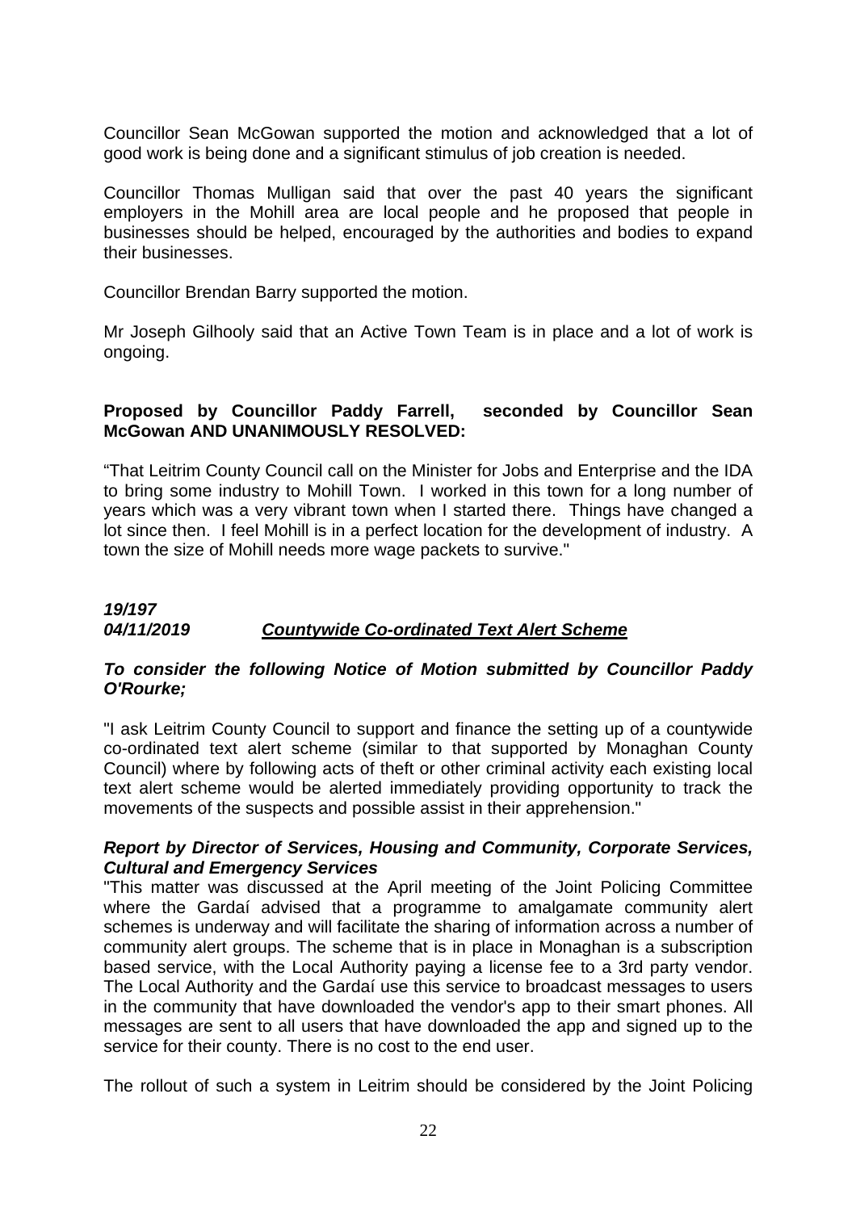Councillor Sean McGowan supported the motion and acknowledged that a lot of good work is being done and a significant stimulus of job creation is needed.

Councillor Thomas Mulligan said that over the past 40 years the significant employers in the Mohill area are local people and he proposed that people in businesses should be helped, encouraged by the authorities and bodies to expand their businesses.

Councillor Brendan Barry supported the motion.

Mr Joseph Gilhooly said that an Active Town Team is in place and a lot of work is ongoing.

**Proposed by Councillor Paddy Farrell, seconded by Councillor Sean McGowan AND UNANIMOUSLY RESOLVED:**

"That Leitrim County Council call on the Minister for Jobs and Enterprise and the IDA to bring some industry to Mohill Town. I worked in this town for a long number of years which was a very vibrant town when I started there. Things have changed a lot since then. I feel Mohill is in a perfect location for the development of industry. A town the size of Mohill needs more wage packets to survive."

***19/197***
***04/11/2019*** ***Countywide Co-ordinated Text Alert Scheme***

***To consider the following Notice of Motion submitted by Councillor Paddy O'Rourke;***

"I ask Leitrim County Council to support and finance the setting up of a countywide co-ordinated text alert scheme (similar to that supported by Monaghan County Council) where by following acts of theft or other criminal activity each existing local text alert scheme would be alerted immediately providing opportunity to track the movements of the suspects and possible assist in their apprehension."

***Report by Director of Services, Housing and Community, Corporate Services, Cultural and Emergency Services***

"This matter was discussed at the April meeting of the Joint Policing Committee where the Gardaí advised that a programme to amalgamate community alert schemes is underway and will facilitate the sharing of information across a number of community alert groups. The scheme that is in place in Monaghan is a subscription based service, with the Local Authority paying a license fee to a 3rd party vendor. The Local Authority and the Gardaí use this service to broadcast messages to users in the community that have downloaded the vendor's app to their smart phones. All messages are sent to all users that have downloaded the app and signed up to the service for their county. There is no cost to the end user.

The rollout of such a system in Leitrim should be considered by the Joint Policing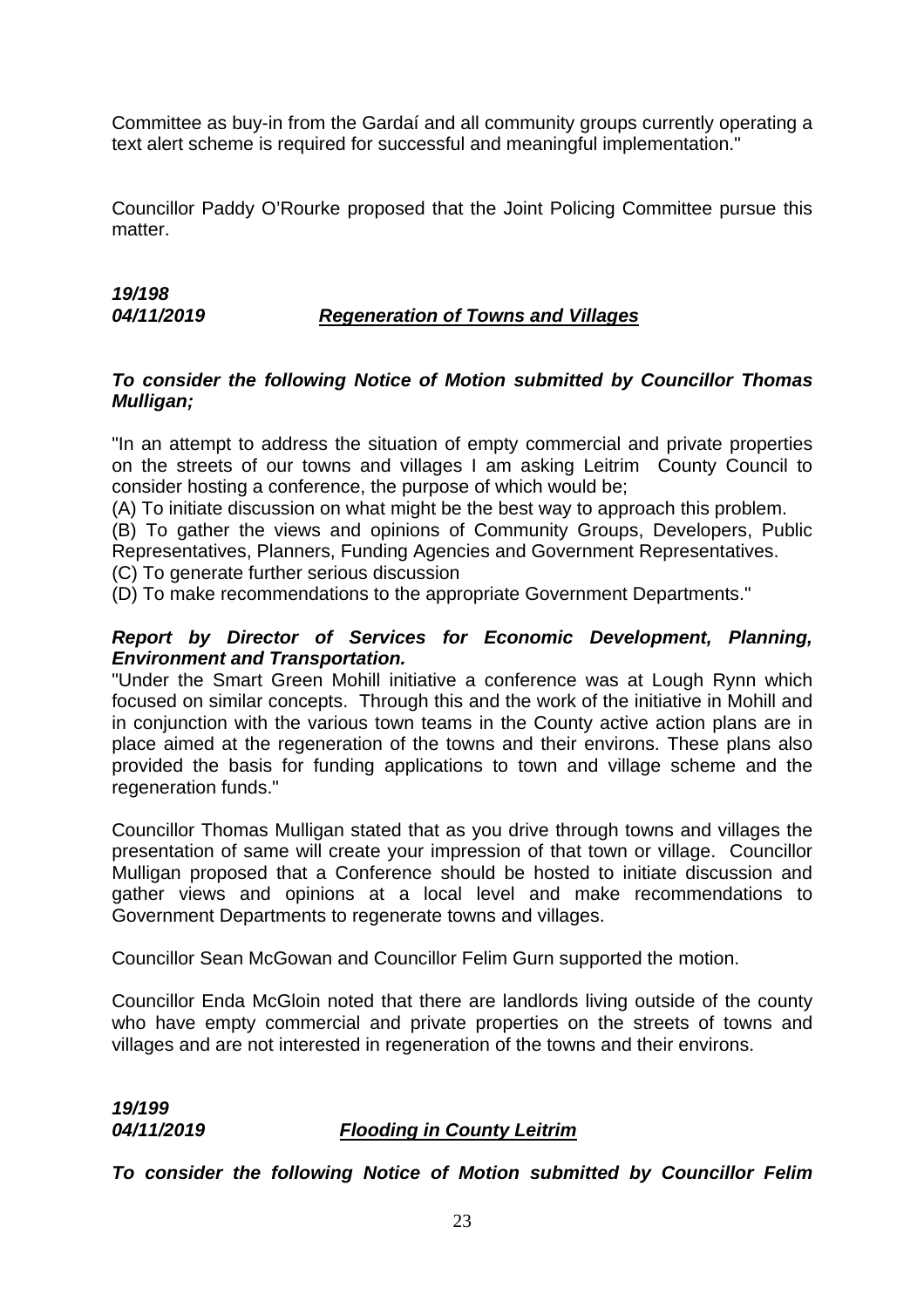Committee as buy-in from the Gardaí and all community groups currently operating a text alert scheme is required for successful and meaningful implementation."

Councillor Paddy O'Rourke proposed that the Joint Policing Committee pursue this matter.

***19/198***
***04/11/2019*** ***<u>Regeneration of Towns and Villages</u>***

***To consider the following Notice of Motion submitted by Councillor Thomas Mulligan;***

"In an attempt to address the situation of empty commercial and private properties on the streets of our towns and villages I am asking Leitrim County Council to consider hosting a conference, the purpose of which would be;

(A) To initiate discussion on what might be the best way to approach this problem.

(B) To gather the views and opinions of Community Groups, Developers, Public Representatives, Planners, Funding Agencies and Government Representatives.

(C) To generate further serious discussion

(D) To make recommendations to the appropriate Government Departments."

***Report by Director of Services for Economic Development, Planning, Environment and Transportation.***

"Under the Smart Green Mohill initiative a conference was at Lough Rynn which focused on similar concepts. Through this and the work of the initiative in Mohill and in conjunction with the various town teams in the County active action plans are in place aimed at the regeneration of the towns and their environs. These plans also provided the basis for funding applications to town and village scheme and the regeneration funds."

Councillor Thomas Mulligan stated that as you drive through towns and villages the presentation of same will create your impression of that town or village. Councillor Mulligan proposed that a Conference should be hosted to initiate discussion and gather views and opinions at a local level and make recommendations to Government Departments to regenerate towns and villages.

Councillor Sean McGowan and Councillor Felim Gurn supported the motion.

Councillor Enda McGloin noted that there are landlords living outside of the county who have empty commercial and private properties on the streets of towns and villages and are not interested in regeneration of the towns and their environs.

***19/199***
***04/11/2019*** ***<u>Flooding in County Leitrim</u>***

***To consider the following Notice of Motion submitted by Councillor Felim***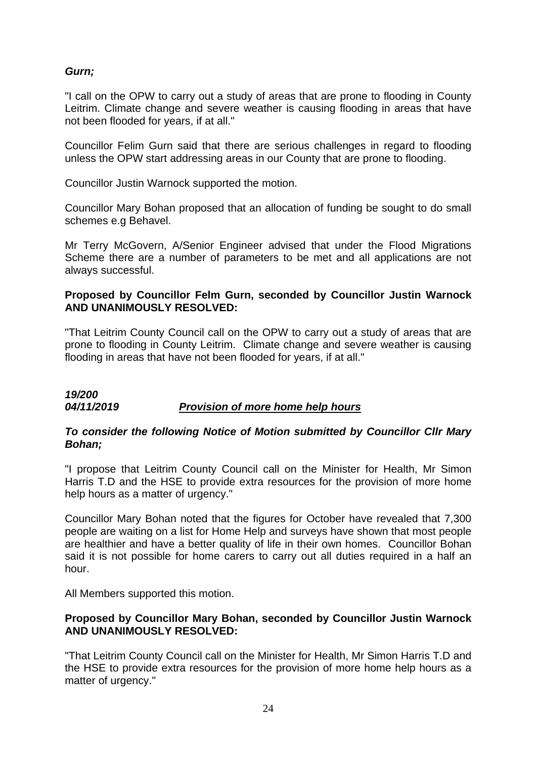***Gurn;***

"I call on the OPW to carry out a study of areas that are prone to flooding in County Leitrim. Climate change and severe weather is causing flooding in areas that have not been flooded for years, if at all."

Councillor Felim Gurn said that there are serious challenges in regard to flooding unless the OPW start addressing areas in our County that are prone to flooding.

Councillor Justin Warnock supported the motion.

Councillor Mary Bohan proposed that an allocation of funding be sought to do small schemes e.g Behavel.

Mr Terry McGovern, A/Senior Engineer advised that under the Flood Migrations Scheme there are a number of parameters to be met and all applications are not always successful.

**Proposed by Councillor Felm Gurn, seconded by Councillor Justin Warnock AND UNANIMOUSLY RESOLVED:**

"That Leitrim County Council call on the OPW to carry out a study of areas that are prone to flooding in County Leitrim. Climate change and severe weather is causing flooding in areas that have not been flooded for years, if at all."

***19/200***
***04/11/2019*** ***<u>Provision of more home help hours</u>***

***To consider the following Notice of Motion submitted by Councillor Cllr Mary Bohan;***

"I propose that Leitrim County Council call on the Minister for Health, Mr Simon Harris T.D and the HSE to provide extra resources for the provision of more home help hours as a matter of urgency."

Councillor Mary Bohan noted that the figures for October have revealed that 7,300 people are waiting on a list for Home Help and surveys have shown that most people are healthier and have a better quality of life in their own homes. Councillor Bohan said it is not possible for home carers to carry out all duties required in a half an hour.

All Members supported this motion.

**Proposed by Councillor Mary Bohan, seconded by Councillor Justin Warnock AND UNANIMOUSLY RESOLVED:**

"That Leitrim County Council call on the Minister for Health, Mr Simon Harris T.D and the HSE to provide extra resources for the provision of more home help hours as a matter of urgency."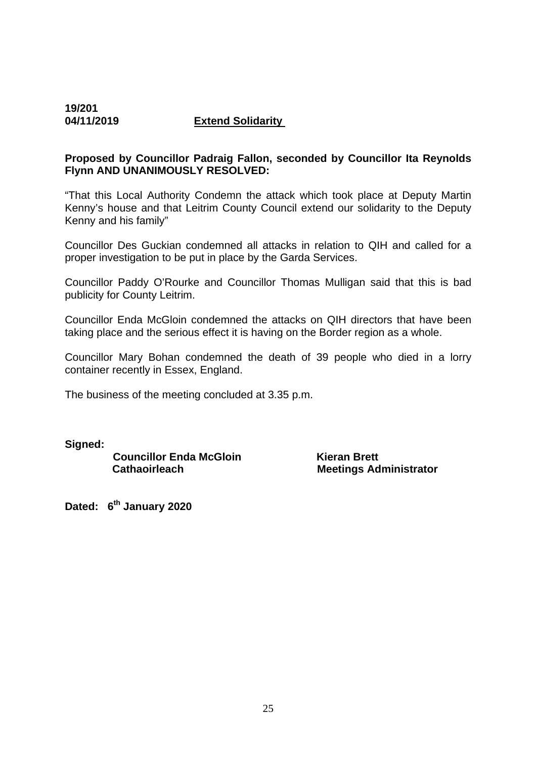**19/201**
**04/11/2019** **Extend Solidarity**

**Proposed by Councillor Padraig Fallon, seconded by Councillor Ita Reynolds Flynn AND UNANIMOUSLY RESOLVED:**

"That this Local Authority Condemn the attack which took place at Deputy Martin Kenny's house and that Leitrim County Council extend our solidarity to the Deputy Kenny and his family"

Councillor Des Guckian condemned all attacks in relation to QIH and called for a proper investigation to be put in place by the Garda Services.

Councillor Paddy O'Rourke and Councillor Thomas Mulligan said that this is bad publicity for County Leitrim.

Councillor Enda McGloin condemned the attacks on QIH directors that have been taking place and the serious effect it is having on the Border region as a whole.

Councillor Mary Bohan condemned the death of 39 people who died in a lorry container recently in Essex, England.

The business of the meeting concluded at 3.35 p.m.

**Signed:**

**Councillor Enda McGloin**
**Cathaoirleach**

**Kieran Brett**
**Meetings Administrator**

**Dated: 6th January 2020**